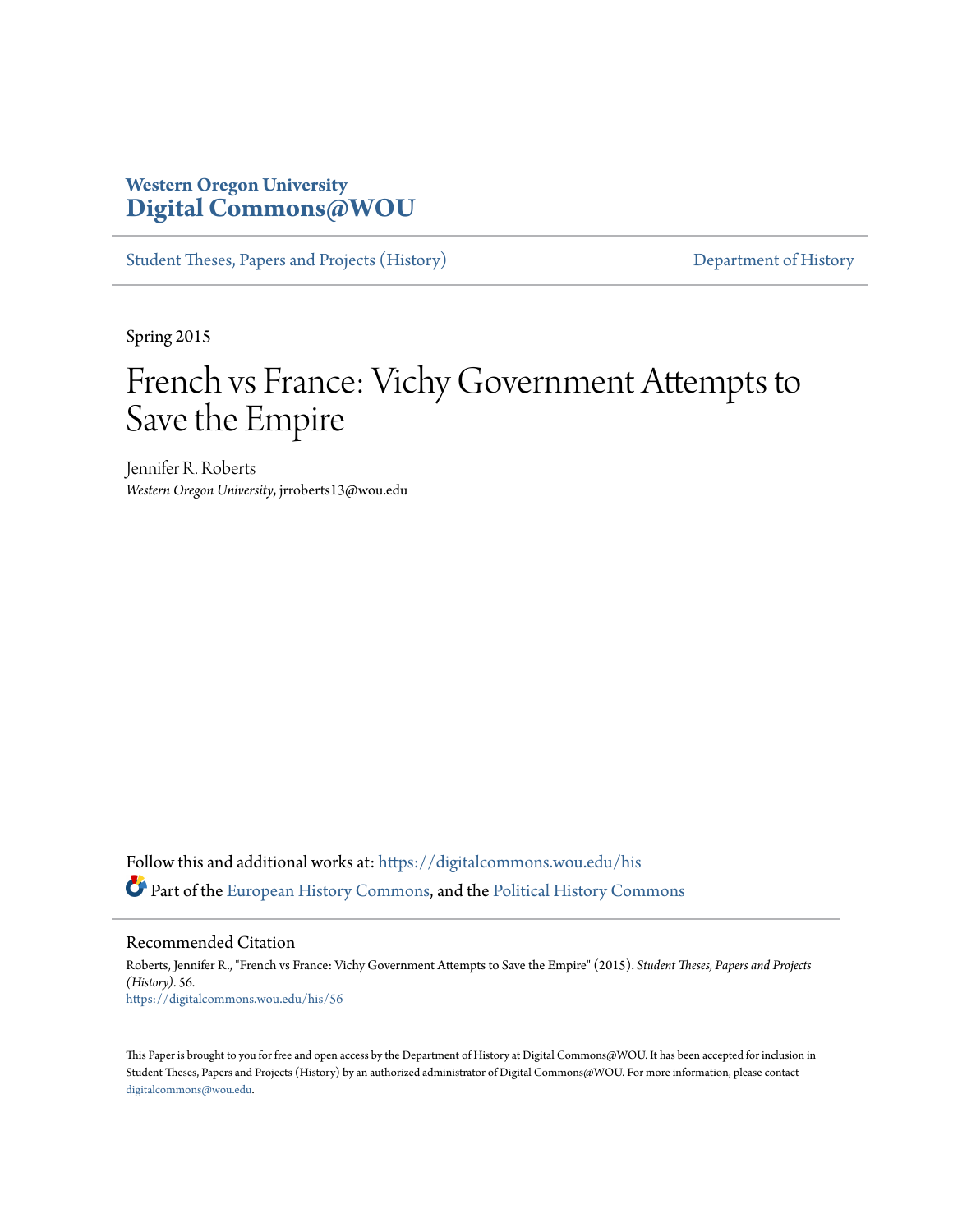Western Oregon University
**Digital Commons@WOU**

Student Theses, Papers and Projects (History) | Department of History

Spring 2015

# French vs France: Vichy Government Attempts to Save the Empire

Jennifer R. Roberts
*Western Oregon University*, jrroberts13@wou.edu

Follow this and additional works at: https://digitalcommons.wou.edu/his

Part of the European History Commons, and the Political History Commons

## Recommended Citation

Roberts, Jennifer R., "French vs France: Vichy Government Attempts to Save the Empire" (2015). *Student Theses, Papers and Projects (History)*. 56.
https://digitalcommons.wou.edu/his/56

This Paper is brought to you for free and open access by the Department of History at Digital Commons@WOU. It has been accepted for inclusion in Student Theses, Papers and Projects (History) by an authorized administrator of Digital Commons@WOU. For more information, please contact digitalcommons@wou.edu.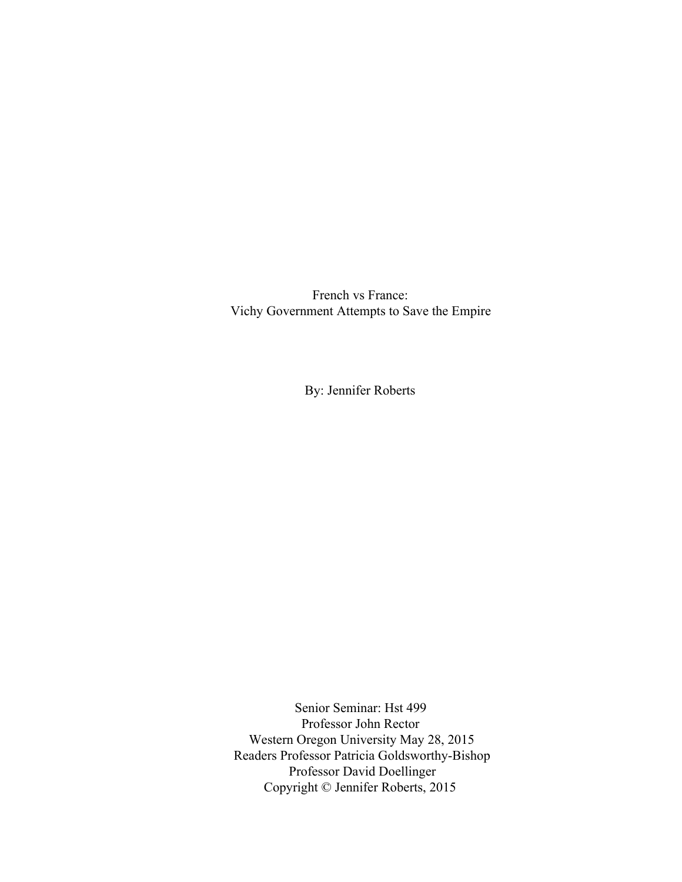# French vs France:
## Vichy Government Attempts to Save the Empire

By: Jennifer Roberts

Senior Seminar: Hst 499
Professor John Rector
Western Oregon University May 28, 2015
Readers Professor Patricia Goldsworthy-Bishop
Professor David Doellinger
Copyright © Jennifer Roberts, 2015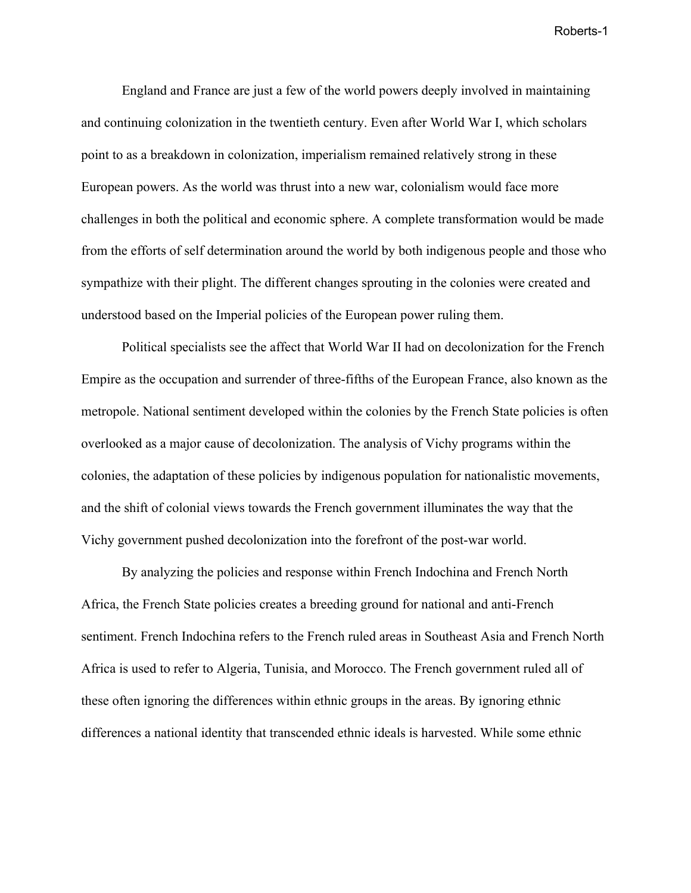England and France are just a few of the world powers deeply involved in maintaining and continuing colonization in the twentieth century. Even after World War I, which scholars point to as a breakdown in colonization, imperialism remained relatively strong in these European powers. As the world was thrust into a new war, colonialism would face more challenges in both the political and economic sphere. A complete transformation would be made from the efforts of self determination around the world by both indigenous people and those who sympathize with their plight. The different changes sprouting in the colonies were created and understood based on the Imperial policies of the European power ruling them.

Political specialists see the affect that World War II had on decolonization for the French Empire as the occupation and surrender of three-fifths of the European France, also known as the metropole. National sentiment developed within the colonies by the French State policies is often overlooked as a major cause of decolonization. The analysis of Vichy programs within the colonies, the adaptation of these policies by indigenous population for nationalistic movements, and the shift of colonial views towards the French government illuminates the way that the Vichy government pushed decolonization into the forefront of the post-war world.

By analyzing the policies and response within French Indochina and French North Africa, the French State policies creates a breeding ground for national and anti-French sentiment. French Indochina refers to the French ruled areas in Southeast Asia and French North Africa is used to refer to Algeria, Tunisia, and Morocco. The French government ruled all of these often ignoring the differences within ethnic groups in the areas. By ignoring ethnic differences a national identity that transcended ethnic ideals is harvested. While some ethnic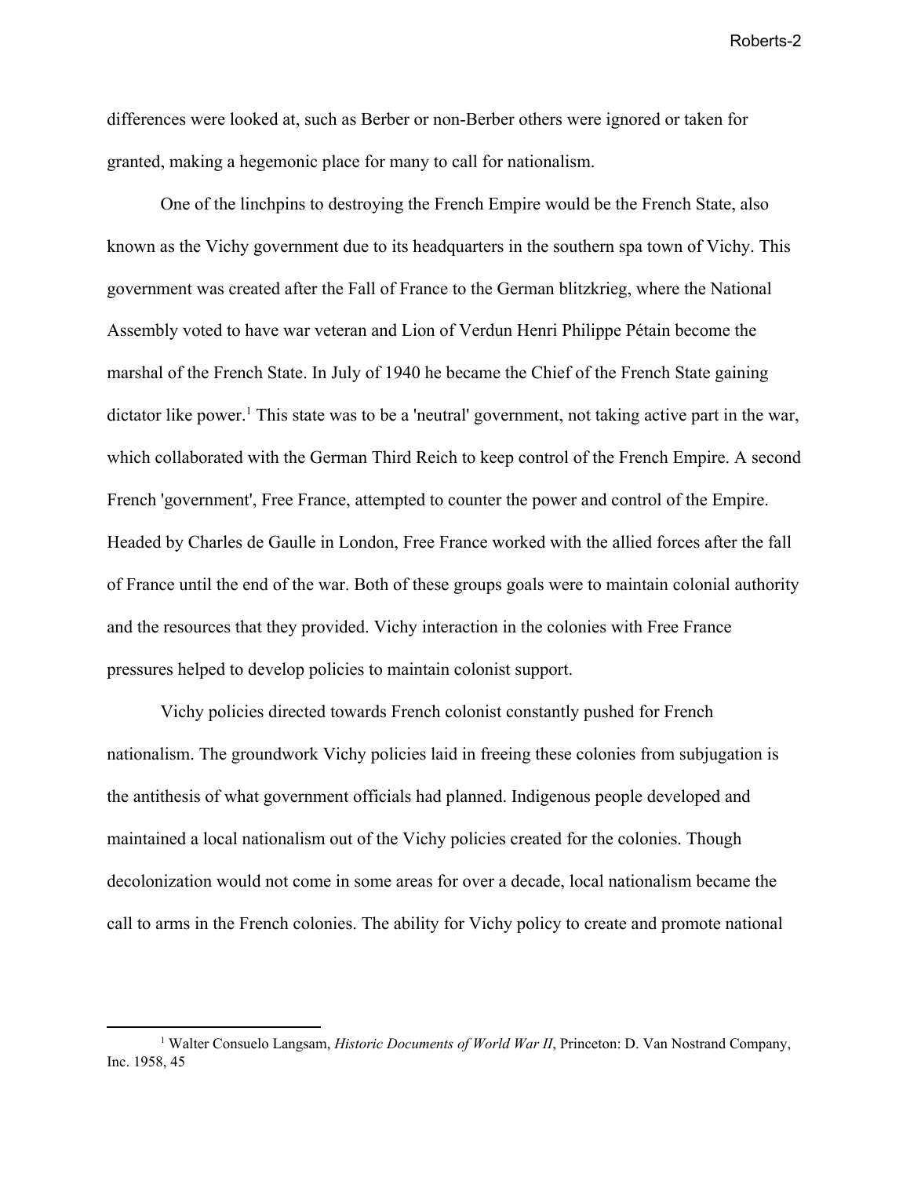differences were looked at, such as Berber or non-Berber others were ignored or taken for granted, making a hegemonic place for many to call for nationalism.

One of the linchpins to destroying the French Empire would be the French State, also known as the Vichy government due to its headquarters in the southern spa town of Vichy. This government was created after the Fall of France to the German blitzkrieg, where the National Assembly voted to have war veteran and Lion of Verdun Henri Philippe Pétain become the marshal of the French State. In July of 1940 he became the Chief of the French State gaining dictator like power.[1] This state was to be a 'neutral' government, not taking active part in the war, which collaborated with the German Third Reich to keep control of the French Empire. A second French 'government', Free France, attempted to counter the power and control of the Empire. Headed by Charles de Gaulle in London, Free France worked with the allied forces after the fall of France until the end of the war. Both of these groups goals were to maintain colonial authority and the resources that they provided. Vichy interaction in the colonies with Free France pressures helped to develop policies to maintain colonist support.

Vichy policies directed towards French colonist constantly pushed for French nationalism. The groundwork Vichy policies laid in freeing these colonies from subjugation is the antithesis of what government officials had planned. Indigenous people developed and maintained a local nationalism out of the Vichy policies created for the colonies. Though decolonization would not come in some areas for over a decade, local nationalism became the call to arms in the French colonies. The ability for Vichy policy to create and promote national

[1] Walter Consuelo Langsam, *Historic Documents of World War II*, Princeton: D. Van Nostrand Company, Inc. 1958, 45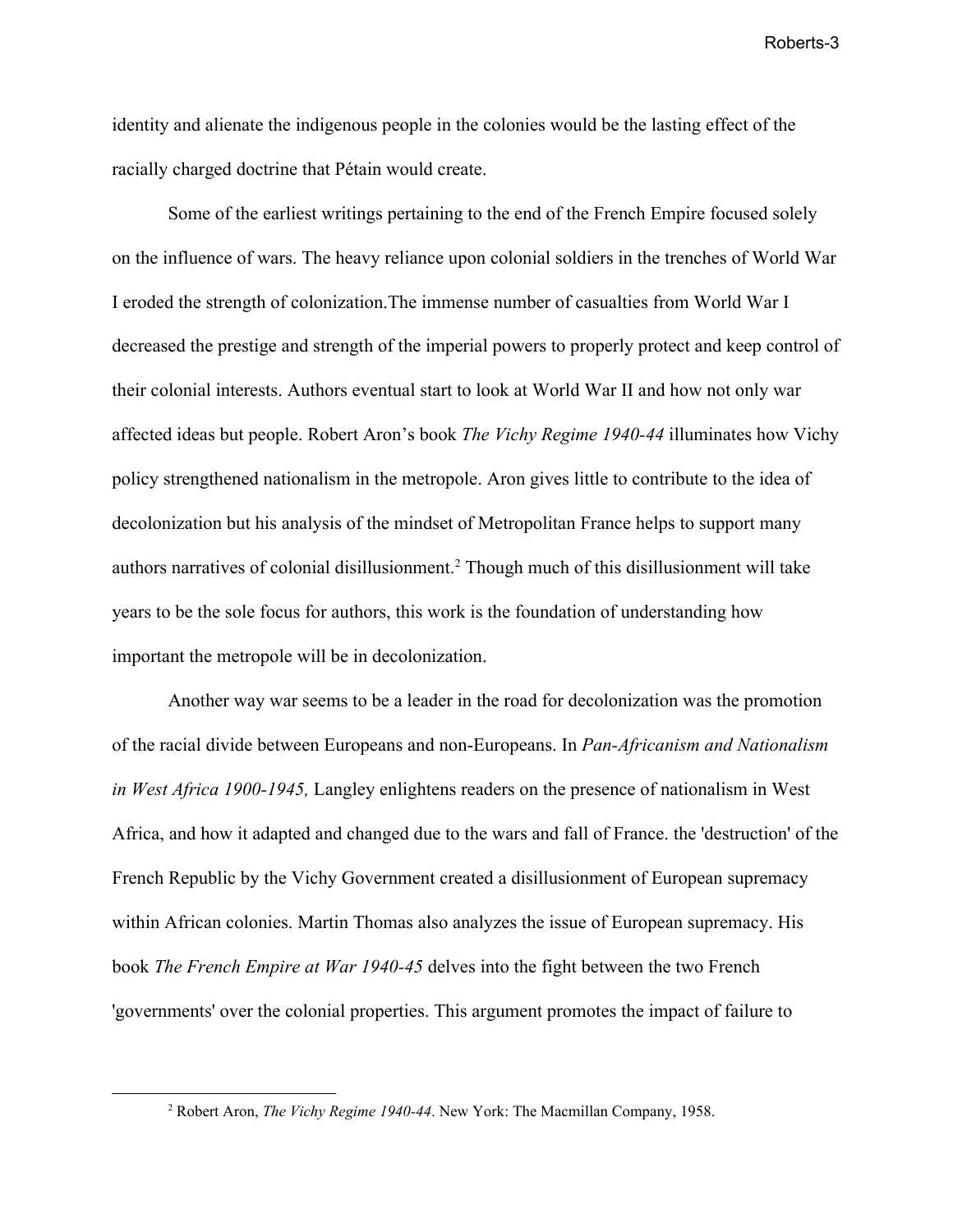identity and alienate the indigenous people in the colonies would be the lasting effect of the racially charged doctrine that Pétain would create.

Some of the earliest writings pertaining to the end of the French Empire focused solely on the influence of wars. The heavy reliance upon colonial soldiers in the trenches of World War I eroded the strength of colonization.The immense number of casualties from World War I decreased the prestige and strength of the imperial powers to properly protect and keep control of their colonial interests. Authors eventual start to look at World War II and how not only war affected ideas but people. Robert Aron's book *The Vichy Regime 1940-44* illuminates how Vichy policy strengthened nationalism in the metropole. Aron gives little to contribute to the idea of decolonization but his analysis of the mindset of Metropolitan France helps to support many authors narratives of colonial disillusionment.[2] Though much of this disillusionment will take years to be the sole focus for authors, this work is the foundation of understanding how important the metropole will be in decolonization.

Another way war seems to be a leader in the road for decolonization was the promotion of the racial divide between Europeans and non-Europeans. In *Pan-Africanism and Nationalism in West Africa 1900-1945,* Langley enlightens readers on the presence of nationalism in West Africa, and how it adapted and changed due to the wars and fall of France. the 'destruction' of the French Republic by the Vichy Government created a disillusionment of European supremacy within African colonies. Martin Thomas also analyzes the issue of European supremacy. His book *The French Empire at War 1940-45* delves into the fight between the two French 'governments' over the colonial properties. This argument promotes the impact of failure to

[2] Robert Aron, *The Vichy Regime 1940-44*. New York: The Macmillan Company, 1958.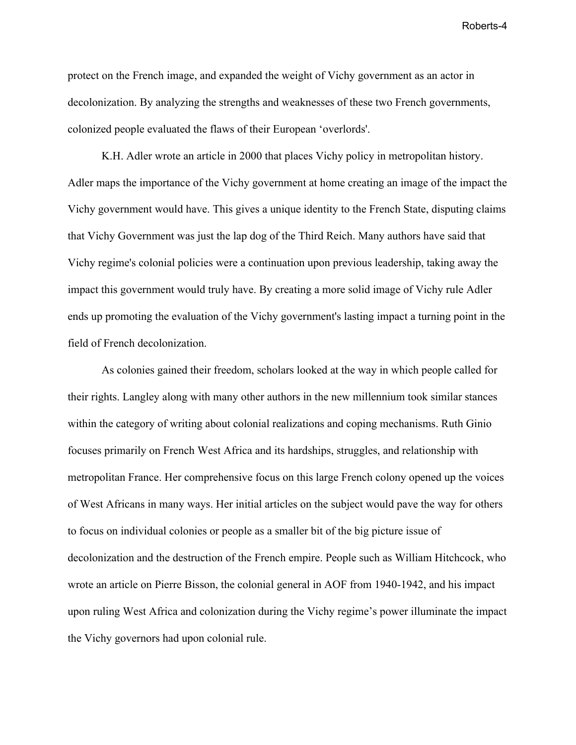protect on the French image, and expanded the weight of Vichy government as an actor in decolonization. By analyzing the strengths and weaknesses of these two French governments, colonized people evaluated the flaws of their European 'overlords'.

K.H. Adler wrote an article in 2000 that places Vichy policy in metropolitan history. Adler maps the importance of the Vichy government at home creating an image of the impact the Vichy government would have. This gives a unique identity to the French State, disputing claims that Vichy Government was just the lap dog of the Third Reich. Many authors have said that Vichy regime's colonial policies were a continuation upon previous leadership, taking away the impact this government would truly have. By creating a more solid image of Vichy rule Adler ends up promoting the evaluation of the Vichy government's lasting impact a turning point in the field of French decolonization.

As colonies gained their freedom, scholars looked at the way in which people called for their rights. Langley along with many other authors in the new millennium took similar stances within the category of writing about colonial realizations and coping mechanisms. Ruth Ginio focuses primarily on French West Africa and its hardships, struggles, and relationship with metropolitan France. Her comprehensive focus on this large French colony opened up the voices of West Africans in many ways. Her initial articles on the subject would pave the way for others to focus on individual colonies or people as a smaller bit of the big picture issue of decolonization and the destruction of the French empire. People such as William Hitchcock, who wrote an article on Pierre Bisson, the colonial general in AOF from 1940-1942, and his impact upon ruling West Africa and colonization during the Vichy regime's power illuminate the impact the Vichy governors had upon colonial rule.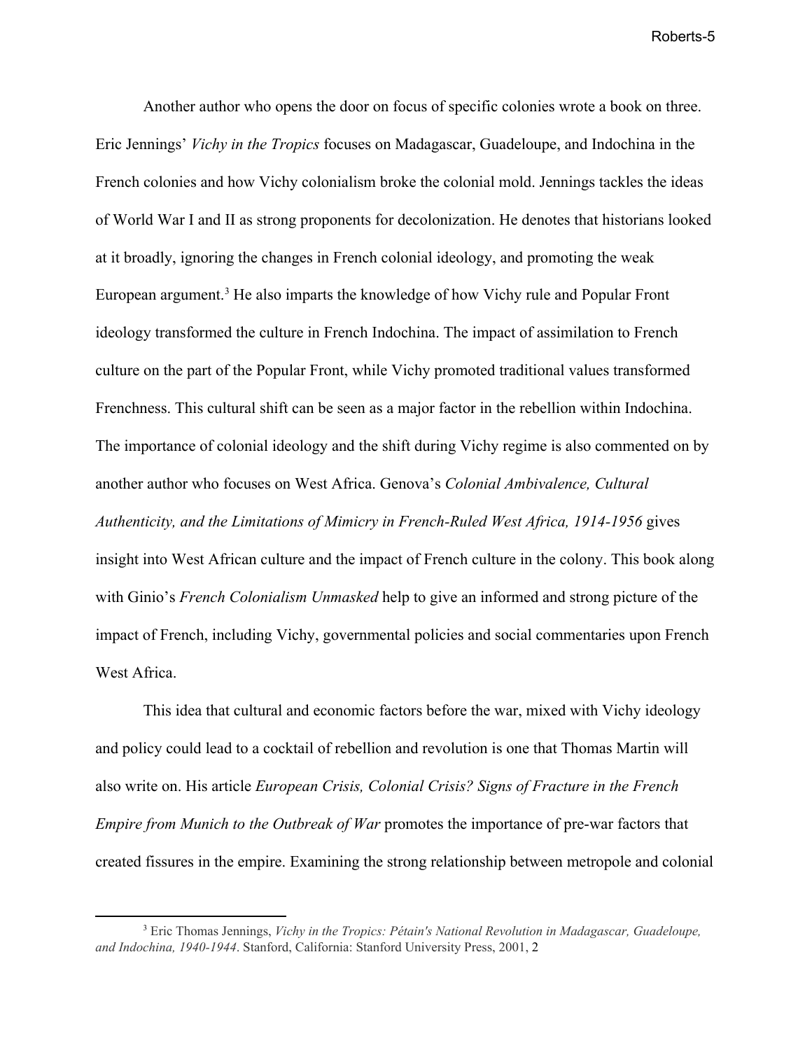Another author who opens the door on focus of specific colonies wrote a book on three. Eric Jennings' *Vichy in the Tropics* focuses on Madagascar, Guadeloupe, and Indochina in the French colonies and how Vichy colonialism broke the colonial mold. Jennings tackles the ideas of World War I and II as strong proponents for decolonization. He denotes that historians looked at it broadly, ignoring the changes in French colonial ideology, and promoting the weak European argument.[3] He also imparts the knowledge of how Vichy rule and Popular Front ideology transformed the culture in French Indochina. The impact of assimilation to French culture on the part of the Popular Front, while Vichy promoted traditional values transformed Frenchness. This cultural shift can be seen as a major factor in the rebellion within Indochina. The importance of colonial ideology and the shift during Vichy regime is also commented on by another author who focuses on West Africa. Genova's *Colonial Ambivalence, Cultural Authenticity, and the Limitations of Mimicry in French-Ruled West Africa, 1914-1956* gives insight into West African culture and the impact of French culture in the colony. This book along with Ginio's *French Colonialism Unmasked* help to give an informed and strong picture of the impact of French, including Vichy, governmental policies and social commentaries upon French West Africa.

This idea that cultural and economic factors before the war, mixed with Vichy ideology and policy could lead to a cocktail of rebellion and revolution is one that Thomas Martin will also write on. His article *European Crisis, Colonial Crisis? Signs of Fracture in the French Empire from Munich to the Outbreak of War* promotes the importance of pre-war factors that created fissures in the empire. Examining the strong relationship between metropole and colonial

---

[3] Eric Thomas Jennings, *Vichy in the Tropics: Pétain's National Revolution in Madagascar, Guadeloupe, and Indochina, 1940-1944*. Stanford, California: Stanford University Press, 2001, 2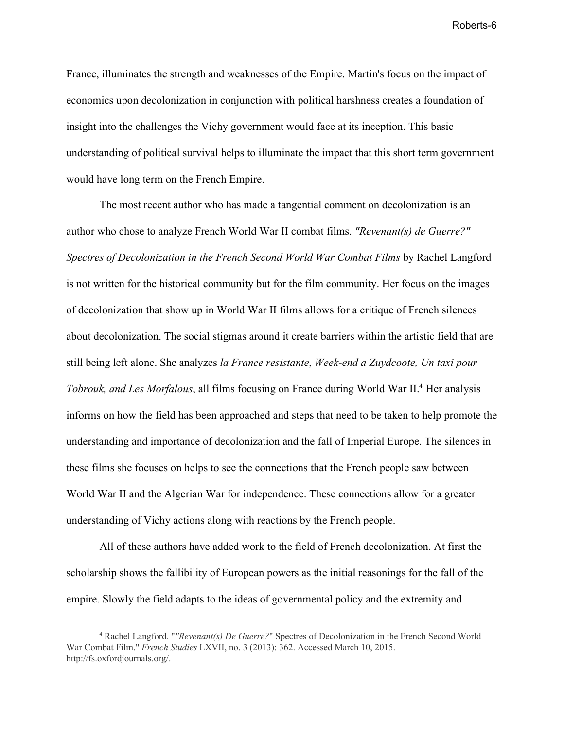France, illuminates the strength and weaknesses of the Empire. Martin's focus on the impact of economics upon decolonization in conjunction with political harshness creates a foundation of insight into the challenges the Vichy government would face at its inception. This basic understanding of political survival helps to illuminate the impact that this short term government would have long term on the French Empire.

The most recent author who has made a tangential comment on decolonization is an author who chose to analyze French World War II combat films. *"Revenant(s) de Guerre?" Spectres of Decolonization in the French Second World War Combat Films* by Rachel Langford is not written for the historical community but for the film community. Her focus on the images of decolonization that show up in World War II films allows for a critique of French silences about decolonization. The social stigmas around it create barriers within the artistic field that are still being left alone. She analyzes *la France resistante*, *Week-end a Zuydcoote, Un taxi pour Tobrouk, and Les Morfalous*, all films focusing on France during World War II.[4] Her analysis informs on how the field has been approached and steps that need to be taken to help promote the understanding and importance of decolonization and the fall of Imperial Europe. The silences in these films she focuses on helps to see the connections that the French people saw between World War II and the Algerian War for independence. These connections allow for a greater understanding of Vichy actions along with reactions by the French people.

All of these authors have added work to the field of French decolonization. At first the scholarship shows the fallibility of European powers as the initial reasonings for the fall of the empire. Slowly the field adapts to the ideas of governmental policy and the extremity and

---

[4] Rachel Langford. "*"Revenant(s) De Guerre?*" Spectres of Decolonization in the French Second World War Combat Film." *French Studies* LXVII, no. 3 (2013): 362. Accessed March 10, 2015. http://fs.oxfordjournals.org/.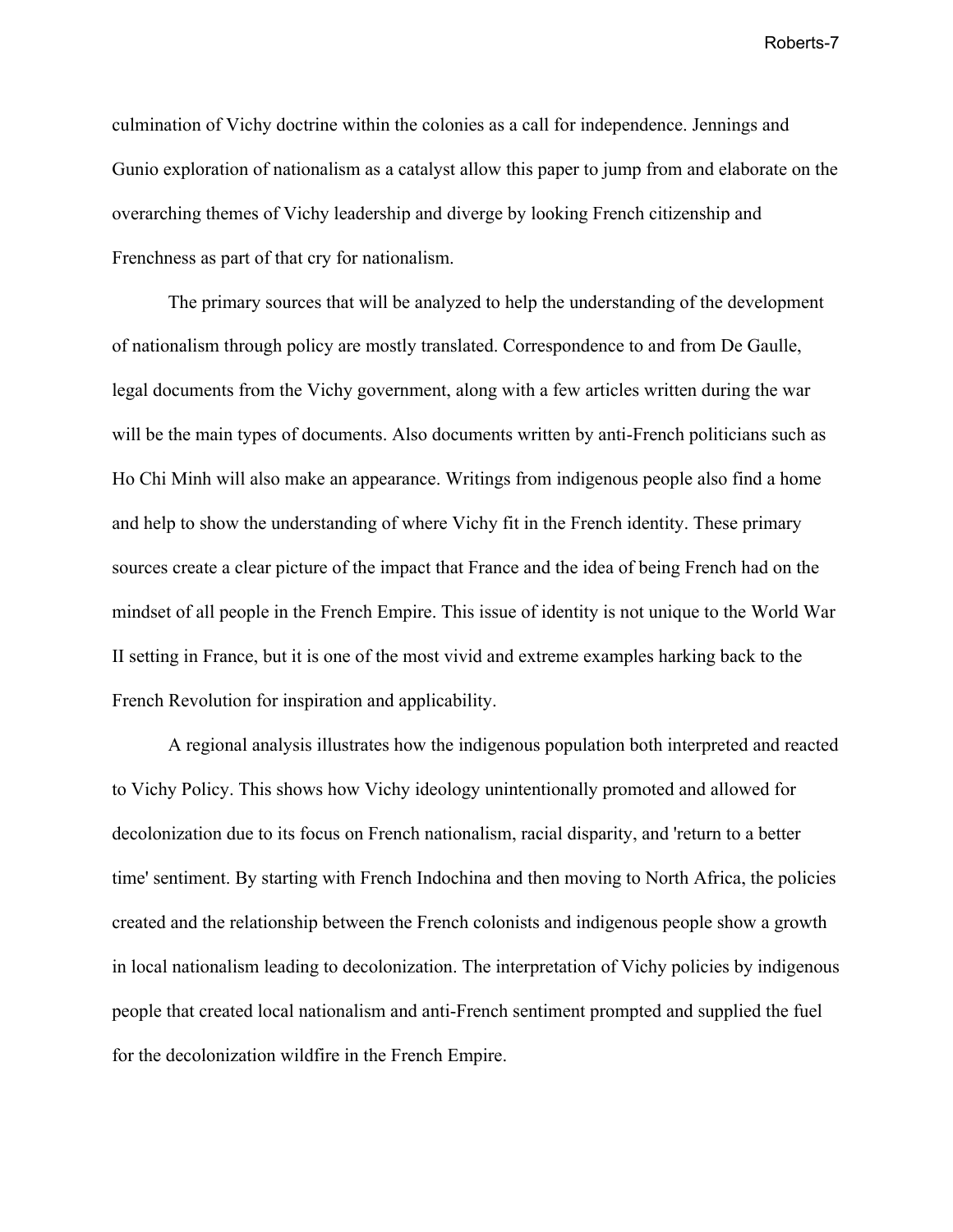culmination of Vichy doctrine within the colonies as a call for independence. Jennings and Gunio exploration of nationalism as a catalyst allow this paper to jump from and elaborate on the overarching themes of Vichy leadership and diverge by looking French citizenship and Frenchness as part of that cry for nationalism.

The primary sources that will be analyzed to help the understanding of the development of nationalism through policy are mostly translated. Correspondence to and from De Gaulle, legal documents from the Vichy government, along with a few articles written during the war will be the main types of documents. Also documents written by anti-French politicians such as Ho Chi Minh will also make an appearance. Writings from indigenous people also find a home and help to show the understanding of where Vichy fit in the French identity. These primary sources create a clear picture of the impact that France and the idea of being French had on the mindset of all people in the French Empire. This issue of identity is not unique to the World War II setting in France, but it is one of the most vivid and extreme examples harking back to the French Revolution for inspiration and applicability.

A regional analysis illustrates how the indigenous population both interpreted and reacted to Vichy Policy. This shows how Vichy ideology unintentionally promoted and allowed for decolonization due to its focus on French nationalism, racial disparity, and 'return to a better time' sentiment. By starting with French Indochina and then moving to North Africa, the policies created and the relationship between the French colonists and indigenous people show a growth in local nationalism leading to decolonization. The interpretation of Vichy policies by indigenous people that created local nationalism and anti-French sentiment prompted and supplied the fuel for the decolonization wildfire in the French Empire.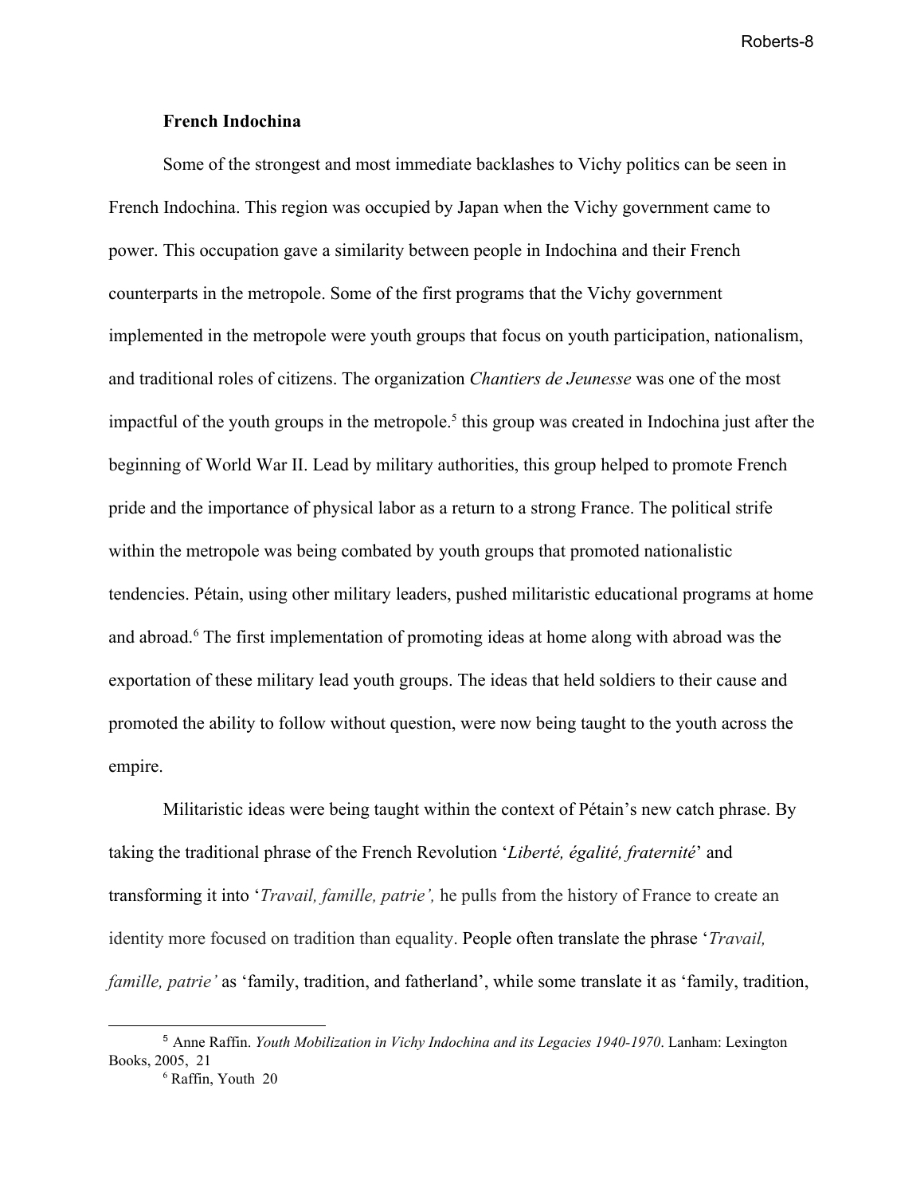**French Indochina**

Some of the strongest and most immediate backlashes to Vichy politics can be seen in French Indochina. This region was occupied by Japan when the Vichy government came to power. This occupation gave a similarity between people in Indochina and their French counterparts in the metropole. Some of the first programs that the Vichy government implemented in the metropole were youth groups that focus on youth participation, nationalism, and traditional roles of citizens. The organization *Chantiers de Jeunesse* was one of the most impactful of the youth groups in the metropole.[5] this group was created in Indochina just after the beginning of World War II. Lead by military authorities, this group helped to promote French pride and the importance of physical labor as a return to a strong France. The political strife within the metropole was being combated by youth groups that promoted nationalistic tendencies. Pétain, using other military leaders, pushed militaristic educational programs at home and abroad.[6] The first implementation of promoting ideas at home along with abroad was the exportation of these military lead youth groups. The ideas that held soldiers to their cause and promoted the ability to follow without question, were now being taught to the youth across the empire.

Militaristic ideas were being taught within the context of Pétain's new catch phrase. By taking the traditional phrase of the French Revolution '*Liberté, égalité, fraternité*' and transforming it into '*Travail, famille, patrie',* he pulls from the history of France to create an identity more focused on tradition than equality. People often translate the phrase '*Travail, famille, patrie'* as 'family, tradition, and fatherland', while some translate it as 'family, tradition,

---

[5] Anne Raffin. *Youth Mobilization in Vichy Indochina and its Legacies 1940-1970*. Lanham: Lexington Books, 2005, 21

[6] Raffin, Youth 20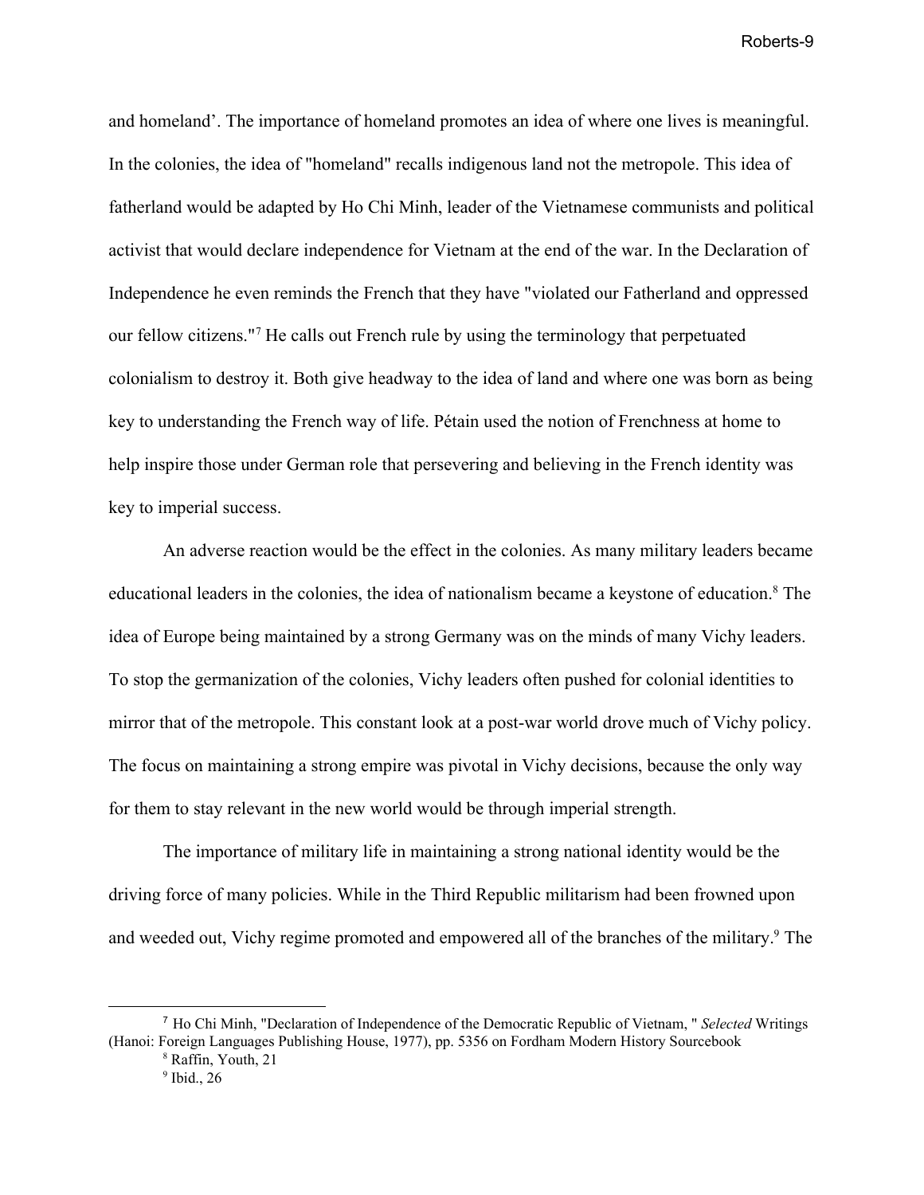and homeland'. The importance of homeland promotes an idea of where one lives is meaningful. In the colonies, the idea of "homeland" recalls indigenous land not the metropole. This idea of fatherland would be adapted by Ho Chi Minh, leader of the Vietnamese communists and political activist that would declare independence for Vietnam at the end of the war. In the Declaration of Independence he even reminds the French that they have "violated our Fatherland and oppressed our fellow citizens."[7] He calls out French rule by using the terminology that perpetuated colonialism to destroy it. Both give headway to the idea of land and where one was born as being key to understanding the French way of life. Pétain used the notion of Frenchness at home to help inspire those under German role that persevering and believing in the French identity was key to imperial success.

An adverse reaction would be the effect in the colonies. As many military leaders became educational leaders in the colonies, the idea of nationalism became a keystone of education.[8] The idea of Europe being maintained by a strong Germany was on the minds of many Vichy leaders. To stop the germanization of the colonies, Vichy leaders often pushed for colonial identities to mirror that of the metropole. This constant look at a post-war world drove much of Vichy policy. The focus on maintaining a strong empire was pivotal in Vichy decisions, because the only way for them to stay relevant in the new world would be through imperial strength.

The importance of military life in maintaining a strong national identity would be the driving force of many policies. While in the Third Republic militarism had been frowned upon and weeded out, Vichy regime promoted and empowered all of the branches of the military.[9] The

---

[7] Ho Chi Minh, "Declaration of Independence of the Democratic Republic of Vietnam, " *Selected* Writings (Hanoi: Foreign Languages Publishing House, 1977), pp. 5356 on Fordham Modern History Sourcebook

[8] Raffin, Youth, 21

[9] Ibid., 26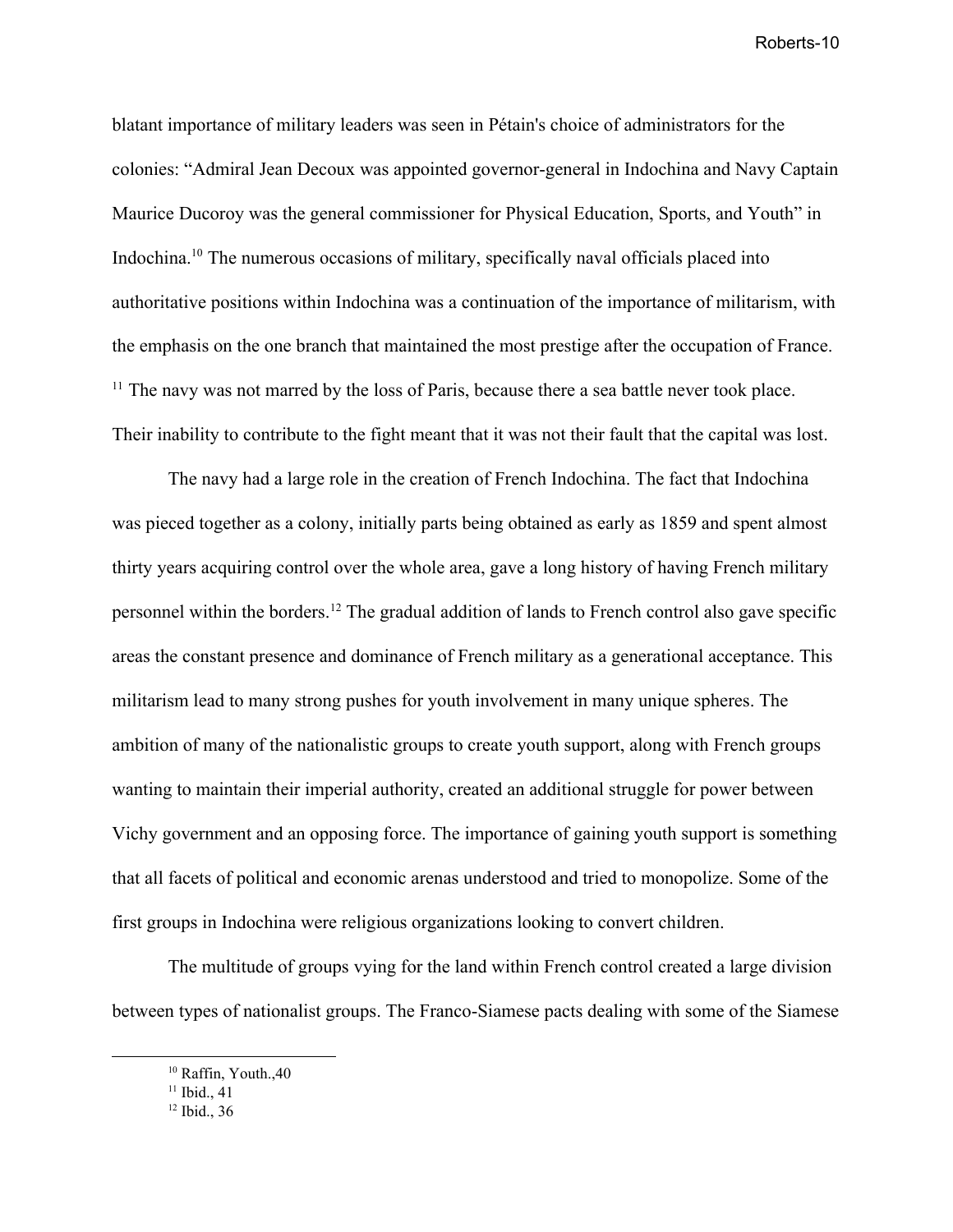blatant importance of military leaders was seen in Pétain's choice of administrators for the colonies: "Admiral Jean Decoux was appointed governor-general in Indochina and Navy Captain Maurice Ducoroy was the general commissioner for Physical Education, Sports, and Youth" in Indochina.[10] The numerous occasions of military, specifically naval officials placed into authoritative positions within Indochina was a continuation of the importance of militarism, with the emphasis on the one branch that maintained the most prestige after the occupation of France. [11] The navy was not marred by the loss of Paris, because there a sea battle never took place. Their inability to contribute to the fight meant that it was not their fault that the capital was lost.

The navy had a large role in the creation of French Indochina. The fact that Indochina was pieced together as a colony, initially parts being obtained as early as 1859 and spent almost thirty years acquiring control over the whole area, gave a long history of having French military personnel within the borders.[12] The gradual addition of lands to French control also gave specific areas the constant presence and dominance of French military as a generational acceptance. This militarism lead to many strong pushes for youth involvement in many unique spheres. The ambition of many of the nationalistic groups to create youth support, along with French groups wanting to maintain their imperial authority, created an additional struggle for power between Vichy government and an opposing force. The importance of gaining youth support is something that all facets of political and economic arenas understood and tried to monopolize. Some of the first groups in Indochina were religious organizations looking to convert children.

The multitude of groups vying for the land within French control created a large division between types of nationalist groups. The Franco-Siamese pacts dealing with some of the Siamese

---

[10] Raffin, Youth.,40

[11] Ibid., 41

[12] Ibid., 36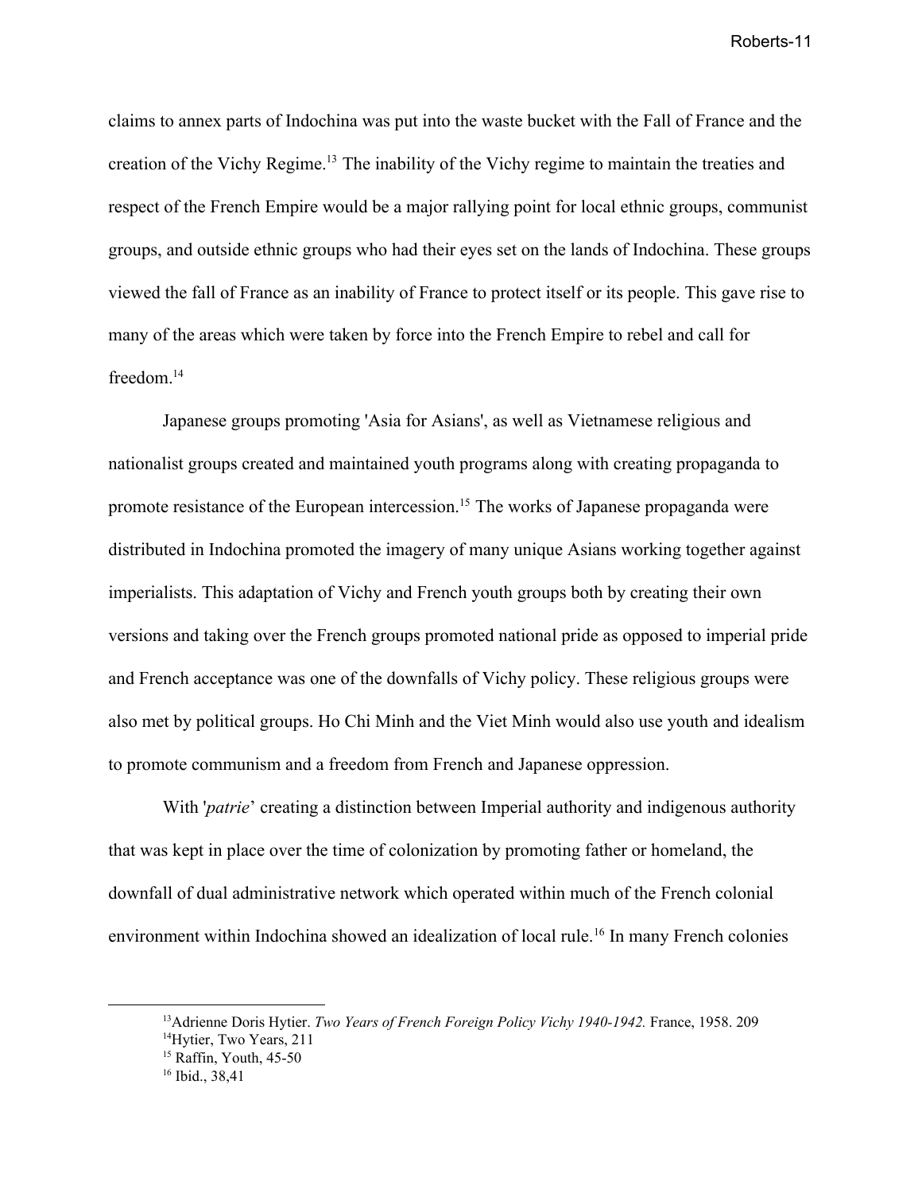claims to annex parts of Indochina was put into the waste bucket with the Fall of France and the creation of the Vichy Regime.[13] The inability of the Vichy regime to maintain the treaties and respect of the French Empire would be a major rallying point for local ethnic groups, communist groups, and outside ethnic groups who had their eyes set on the lands of Indochina. These groups viewed the fall of France as an inability of France to protect itself or its people. This gave rise to many of the areas which were taken by force into the French Empire to rebel and call for freedom.[14]

Japanese groups promoting 'Asia for Asians', as well as Vietnamese religious and nationalist groups created and maintained youth programs along with creating propaganda to promote resistance of the European intercession.[15] The works of Japanese propaganda were distributed in Indochina promoted the imagery of many unique Asians working together against imperialists. This adaptation of Vichy and French youth groups both by creating their own versions and taking over the French groups promoted national pride as opposed to imperial pride and French acceptance was one of the downfalls of Vichy policy. These religious groups were also met by political groups. Ho Chi Minh and the Viet Minh would also use youth and idealism to promote communism and a freedom from French and Japanese oppression.

With '*patrie*' creating a distinction between Imperial authority and indigenous authority that was kept in place over the time of colonization by promoting father or homeland, the downfall of dual administrative network which operated within much of the French colonial environment within Indochina showed an idealization of local rule.[16] In many French colonies

---

[13] Adrienne Doris Hytier. *Two Years of French Foreign Policy Vichy 1940-1942.* France, 1958. 209

[14] Hytier, Two Years, 211

[15] Raffin, Youth, 45-50

[16] Ibid., 38,41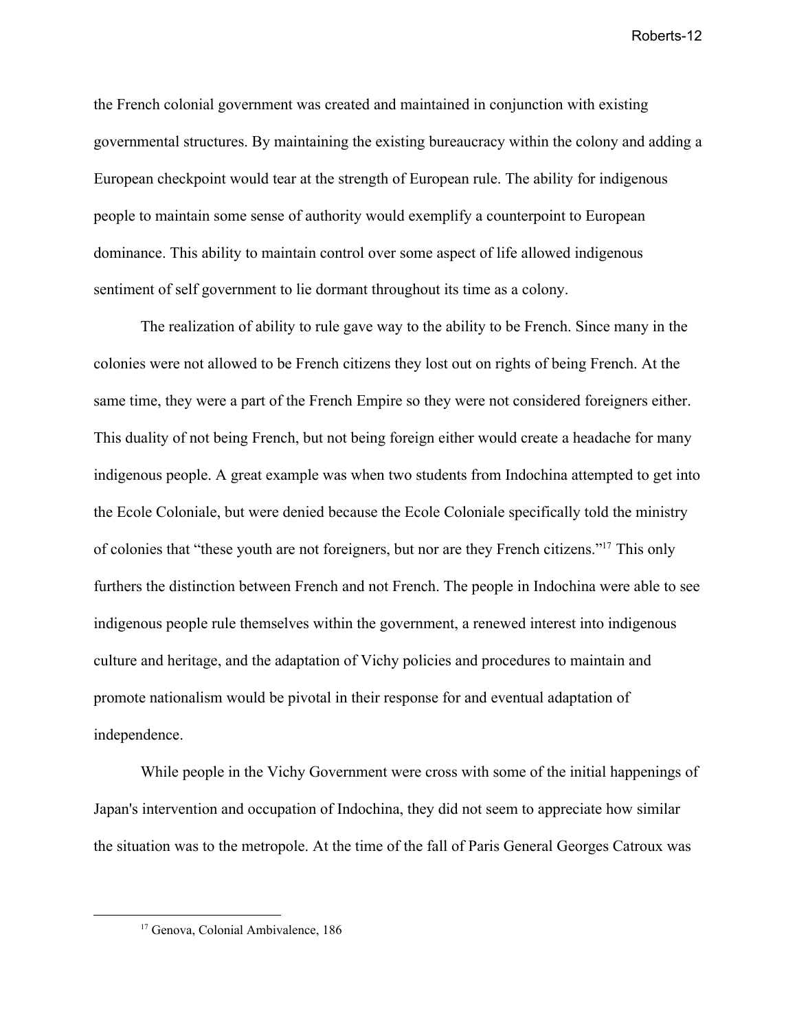the French colonial government was created and maintained in conjunction with existing governmental structures. By maintaining the existing bureaucracy within the colony and adding a European checkpoint would tear at the strength of European rule. The ability for indigenous people to maintain some sense of authority would exemplify a counterpoint to European dominance. This ability to maintain control over some aspect of life allowed indigenous sentiment of self government to lie dormant throughout its time as a colony.

The realization of ability to rule gave way to the ability to be French. Since many in the colonies were not allowed to be French citizens they lost out on rights of being French. At the same time, they were a part of the French Empire so they were not considered foreigners either. This duality of not being French, but not being foreign either would create a headache for many indigenous people. A great example was when two students from Indochina attempted to get into the Ecole Coloniale, but were denied because the Ecole Coloniale specifically told the ministry of colonies that "these youth are not foreigners, but nor are they French citizens."[17] This only furthers the distinction between French and not French. The people in Indochina were able to see indigenous people rule themselves within the government, a renewed interest into indigenous culture and heritage, and the adaptation of Vichy policies and procedures to maintain and promote nationalism would be pivotal in their response for and eventual adaptation of independence.

While people in the Vichy Government were cross with some of the initial happenings of Japan's intervention and occupation of Indochina, they did not seem to appreciate how similar the situation was to the metropole. At the time of the fall of Paris General Georges Catroux was

---

[17] Genova, Colonial Ambivalence, 186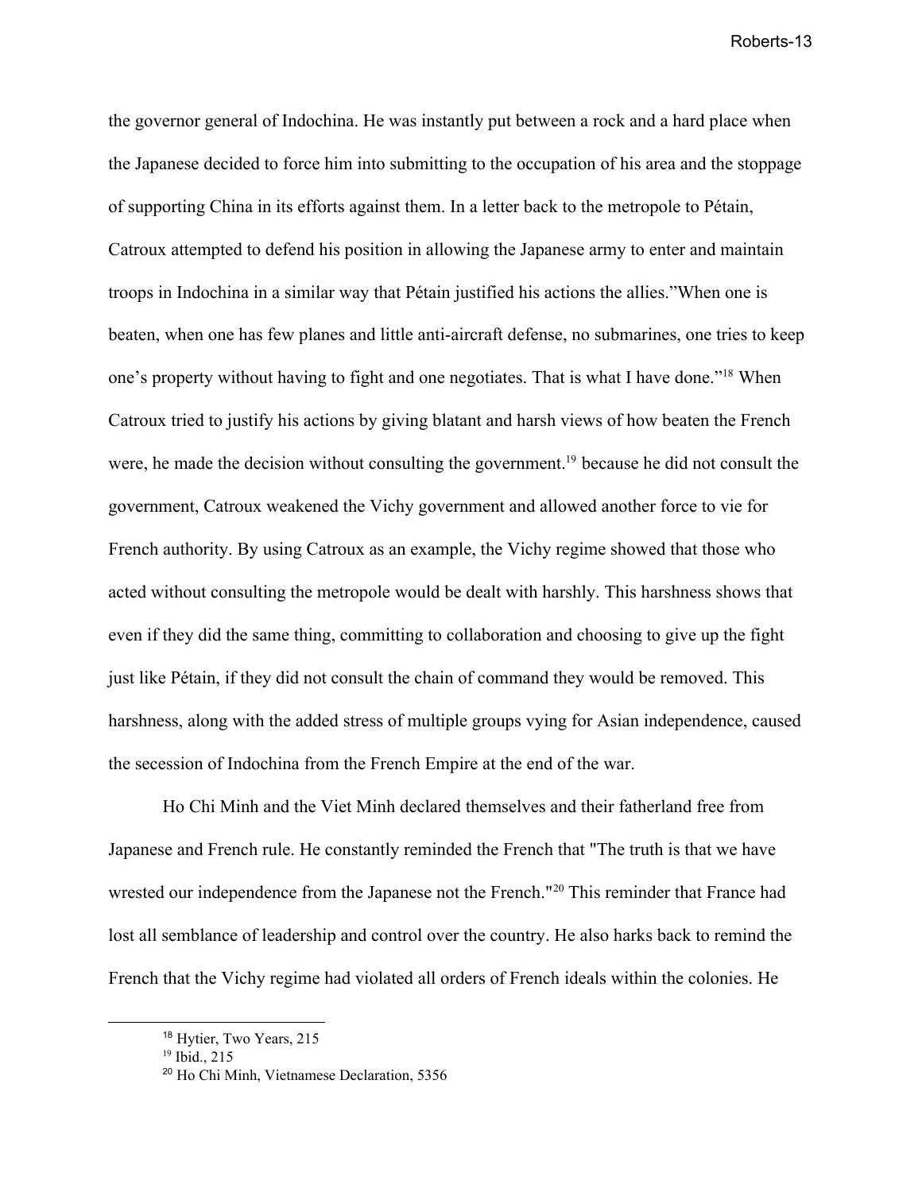the governor general of Indochina. He was instantly put between a rock and a hard place when the Japanese decided to force him into submitting to the occupation of his area and the stoppage of supporting China in its efforts against them. In a letter back to the metropole to Pétain, Catroux attempted to defend his position in allowing the Japanese army to enter and maintain troops in Indochina in a similar way that Pétain justified his actions the allies."When one is beaten, when one has few planes and little anti-aircraft defense, no submarines, one tries to keep one's property without having to fight and one negotiates. That is what I have done."[18] When Catroux tried to justify his actions by giving blatant and harsh views of how beaten the French were, he made the decision without consulting the government.[19] because he did not consult the government, Catroux weakened the Vichy government and allowed another force to vie for French authority. By using Catroux as an example, the Vichy regime showed that those who acted without consulting the metropole would be dealt with harshly. This harshness shows that even if they did the same thing, committing to collaboration and choosing to give up the fight just like Pétain, if they did not consult the chain of command they would be removed. This harshness, along with the added stress of multiple groups vying for Asian independence, caused the secession of Indochina from the French Empire at the end of the war.

Ho Chi Minh and the Viet Minh declared themselves and their fatherland free from Japanese and French rule. He constantly reminded the French that "The truth is that we have wrested our independence from the Japanese not the French."[20] This reminder that France had lost all semblance of leadership and control over the country. He also harks back to remind the French that the Vichy regime had violated all orders of French ideals within the colonies. He

---

[18] Hytier, Two Years, 215

[19] Ibid., 215

[20] Ho Chi Minh, Vietnamese Declaration, 5356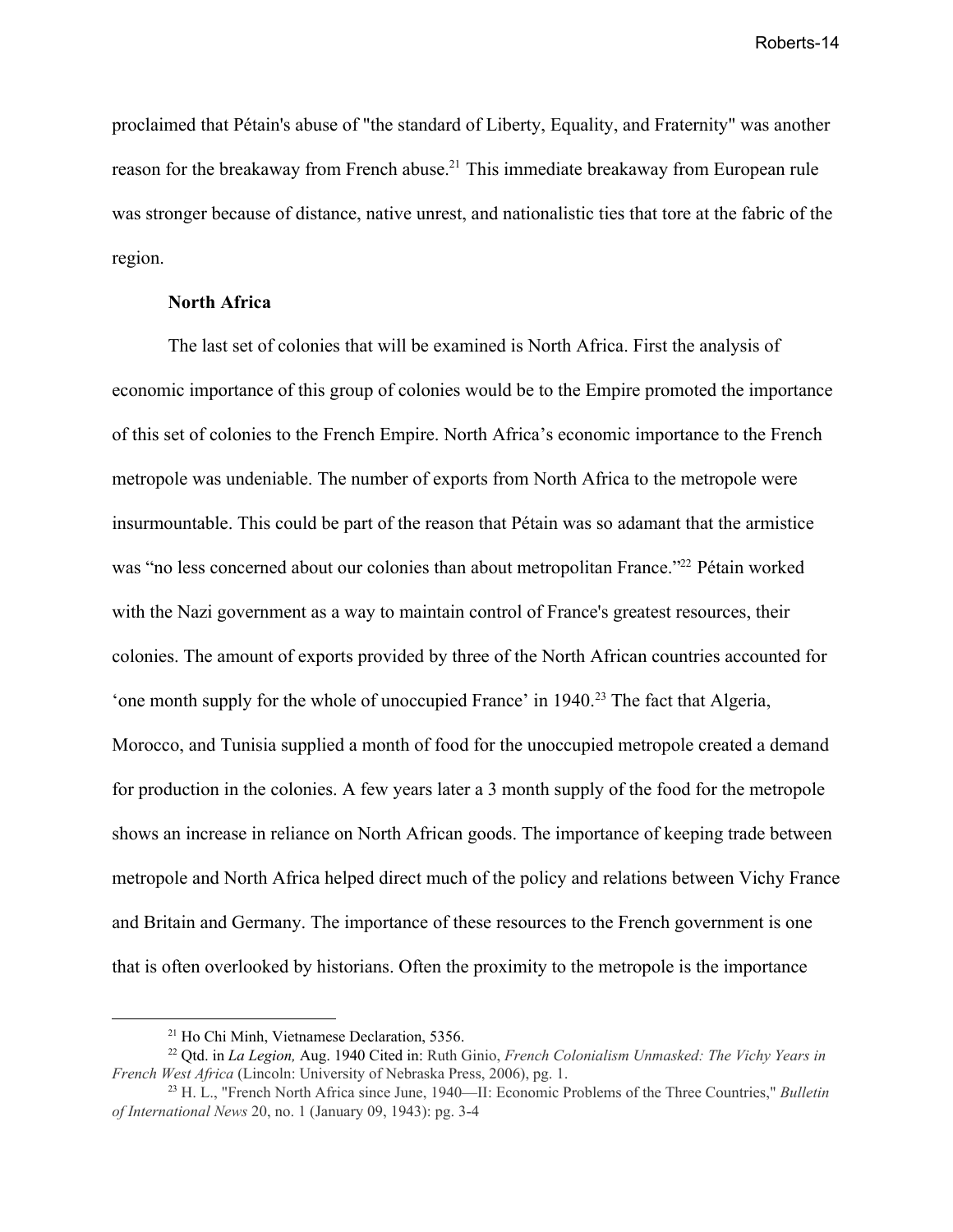proclaimed that Pétain's abuse of "the standard of Liberty, Equality, and Fraternity" was another reason for the breakaway from French abuse.[21] This immediate breakaway from European rule was stronger because of distance, native unrest, and nationalistic ties that tore at the fabric of the region.

**North Africa**

The last set of colonies that will be examined is North Africa. First the analysis of economic importance of this group of colonies would be to the Empire promoted the importance of this set of colonies to the French Empire. North Africa's economic importance to the French metropole was undeniable. The number of exports from North Africa to the metropole were insurmountable. This could be part of the reason that Pétain was so adamant that the armistice was "no less concerned about our colonies than about metropolitan France."[22] Pétain worked with the Nazi government as a way to maintain control of France's greatest resources, their colonies. The amount of exports provided by three of the North African countries accounted for 'one month supply for the whole of unoccupied France' in 1940.[23] The fact that Algeria, Morocco, and Tunisia supplied a month of food for the unoccupied metropole created a demand for production in the colonies. A few years later a 3 month supply of the food for the metropole shows an increase in reliance on North African goods. The importance of keeping trade between metropole and North Africa helped direct much of the policy and relations between Vichy France and Britain and Germany. The importance of these resources to the French government is one that is often overlooked by historians. Often the proximity to the metropole is the importance

---

[21] Ho Chi Minh, Vietnamese Declaration, 5356.

[22] Qtd. in *La Legion,* Aug. 1940 Cited in: Ruth Ginio, *French Colonialism Unmasked: The Vichy Years in French West Africa* (Lincoln: University of Nebraska Press, 2006), pg. 1.

[23] H. L., "French North Africa since June, 1940—II: Economic Problems of the Three Countries," *Bulletin of International News* 20, no. 1 (January 09, 1943): pg. 3-4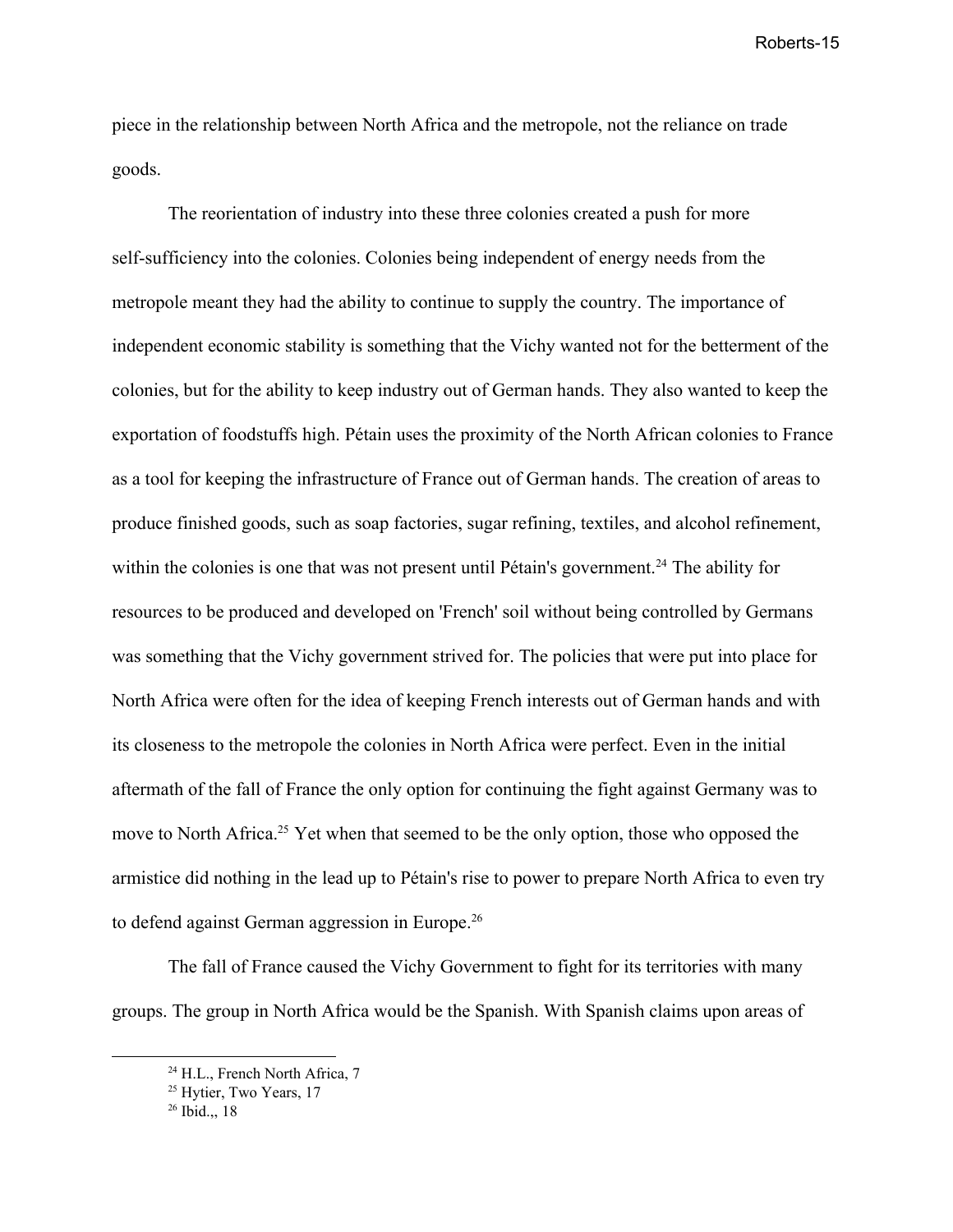piece in the relationship between North Africa and the metropole, not the reliance on trade goods.

The reorientation of industry into these three colonies created a push for more self-sufficiency into the colonies. Colonies being independent of energy needs from the metropole meant they had the ability to continue to supply the country. The importance of independent economic stability is something that the Vichy wanted not for the betterment of the colonies, but for the ability to keep industry out of German hands. They also wanted to keep the exportation of foodstuffs high. Pétain uses the proximity of the North African colonies to France as a tool for keeping the infrastructure of France out of German hands. The creation of areas to produce finished goods, such as soap factories, sugar refining, textiles, and alcohol refinement, within the colonies is one that was not present until Pétain's government.[24] The ability for resources to be produced and developed on 'French' soil without being controlled by Germans was something that the Vichy government strived for. The policies that were put into place for North Africa were often for the idea of keeping French interests out of German hands and with its closeness to the metropole the colonies in North Africa were perfect. Even in the initial aftermath of the fall of France the only option for continuing the fight against Germany was to move to North Africa.[25] Yet when that seemed to be the only option, those who opposed the armistice did nothing in the lead up to Pétain's rise to power to prepare North Africa to even try to defend against German aggression in Europe.[26]

The fall of France caused the Vichy Government to fight for its territories with many groups. The group in North Africa would be the Spanish. With Spanish claims upon areas of

---

[24] H.L., French North Africa, 7

[25] Hytier, Two Years, 17

[26] Ibid.,, 18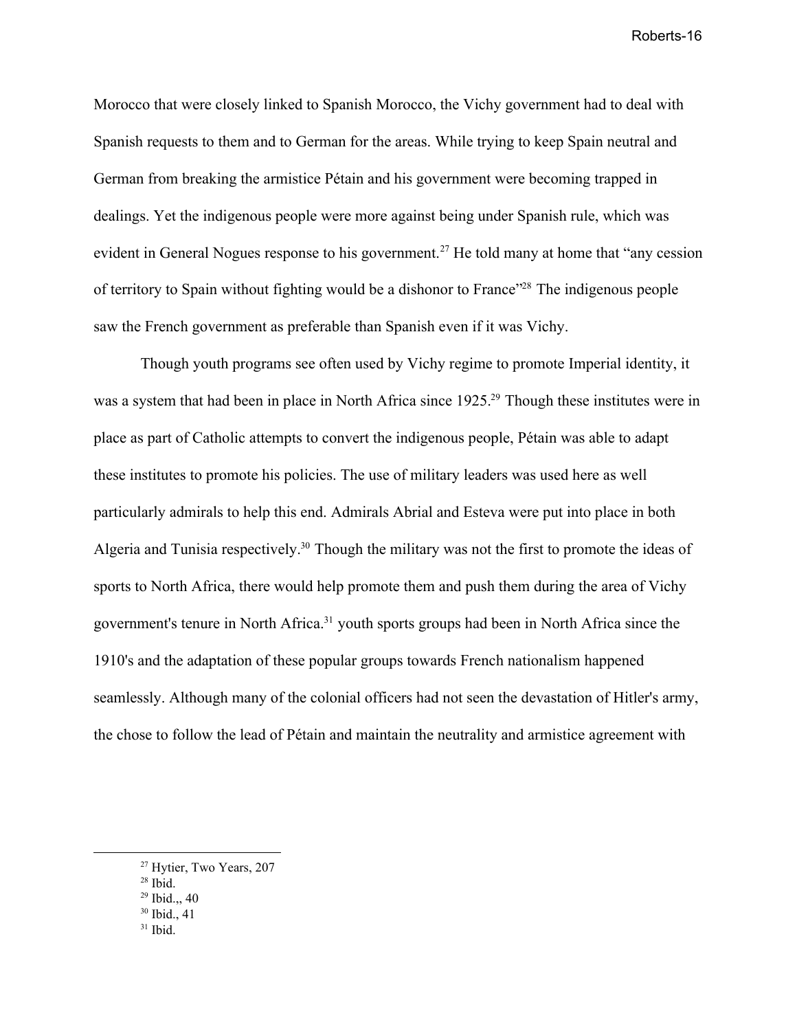Morocco that were closely linked to Spanish Morocco, the Vichy government had to deal with Spanish requests to them and to German for the areas. While trying to keep Spain neutral and German from breaking the armistice Pétain and his government were becoming trapped in dealings. Yet the indigenous people were more against being under Spanish rule, which was evident in General Nogues response to his government.[27] He told many at home that "any cession of territory to Spain without fighting would be a dishonor to France"[28] The indigenous people saw the French government as preferable than Spanish even if it was Vichy.

Though youth programs see often used by Vichy regime to promote Imperial identity, it was a system that had been in place in North Africa since 1925.[29] Though these institutes were in place as part of Catholic attempts to convert the indigenous people, Pétain was able to adapt these institutes to promote his policies. The use of military leaders was used here as well particularly admirals to help this end. Admirals Abrial and Esteva were put into place in both Algeria and Tunisia respectively.[30] Though the military was not the first to promote the ideas of sports to North Africa, there would help promote them and push them during the area of Vichy government's tenure in North Africa.[31] youth sports groups had been in North Africa since the 1910's and the adaptation of these popular groups towards French nationalism happened seamlessly. Although many of the colonial officers had not seen the devastation of Hitler's army, the chose to follow the lead of Pétain and maintain the neutrality and armistice agreement with

---

[27] Hytier, Two Years, 207
[28] Ibid.
[29] Ibid.,, 40
[30] Ibid., 41
[31] Ibid.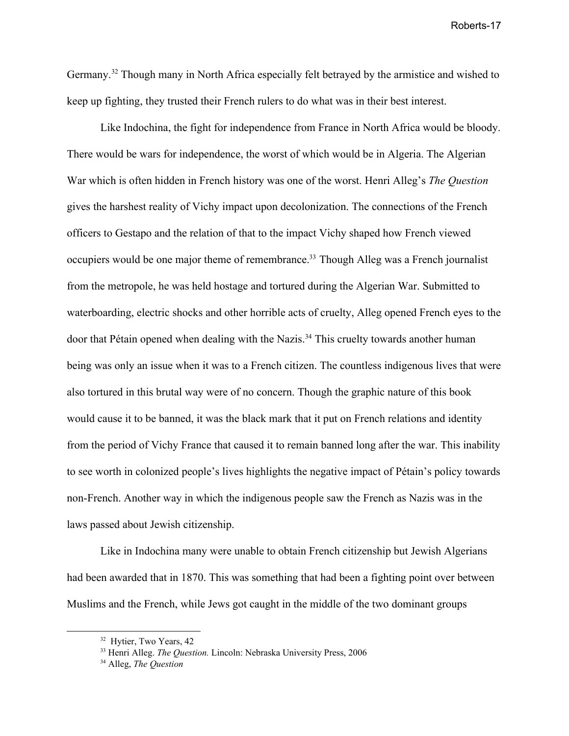Germany.[32] Though many in North Africa especially felt betrayed by the armistice and wished to keep up fighting, they trusted their French rulers to do what was in their best interest.

Like Indochina, the fight for independence from France in North Africa would be bloody. There would be wars for independence, the worst of which would be in Algeria. The Algerian War which is often hidden in French history was one of the worst. Henri Alleg's *The Question* gives the harshest reality of Vichy impact upon decolonization. The connections of the French officers to Gestapo and the relation of that to the impact Vichy shaped how French viewed occupiers would be one major theme of remembrance.[33] Though Alleg was a French journalist from the metropole, he was held hostage and tortured during the Algerian War. Submitted to waterboarding, electric shocks and other horrible acts of cruelty, Alleg opened French eyes to the door that Pétain opened when dealing with the Nazis.[34] This cruelty towards another human being was only an issue when it was to a French citizen. The countless indigenous lives that were also tortured in this brutal way were of no concern. Though the graphic nature of this book would cause it to be banned, it was the black mark that it put on French relations and identity from the period of Vichy France that caused it to remain banned long after the war. This inability to see worth in colonized people's lives highlights the negative impact of Pétain's policy towards non-French. Another way in which the indigenous people saw the French as Nazis was in the laws passed about Jewish citizenship.

Like in Indochina many were unable to obtain French citizenship but Jewish Algerians had been awarded that in 1870. This was something that had been a fighting point over between Muslims and the French, while Jews got caught in the middle of the two dominant groups

---

[32] Hytier, Two Years, 42

[33] Henri Alleg. *The Question.* Lincoln: Nebraska University Press, 2006

[34] Alleg, *The Question*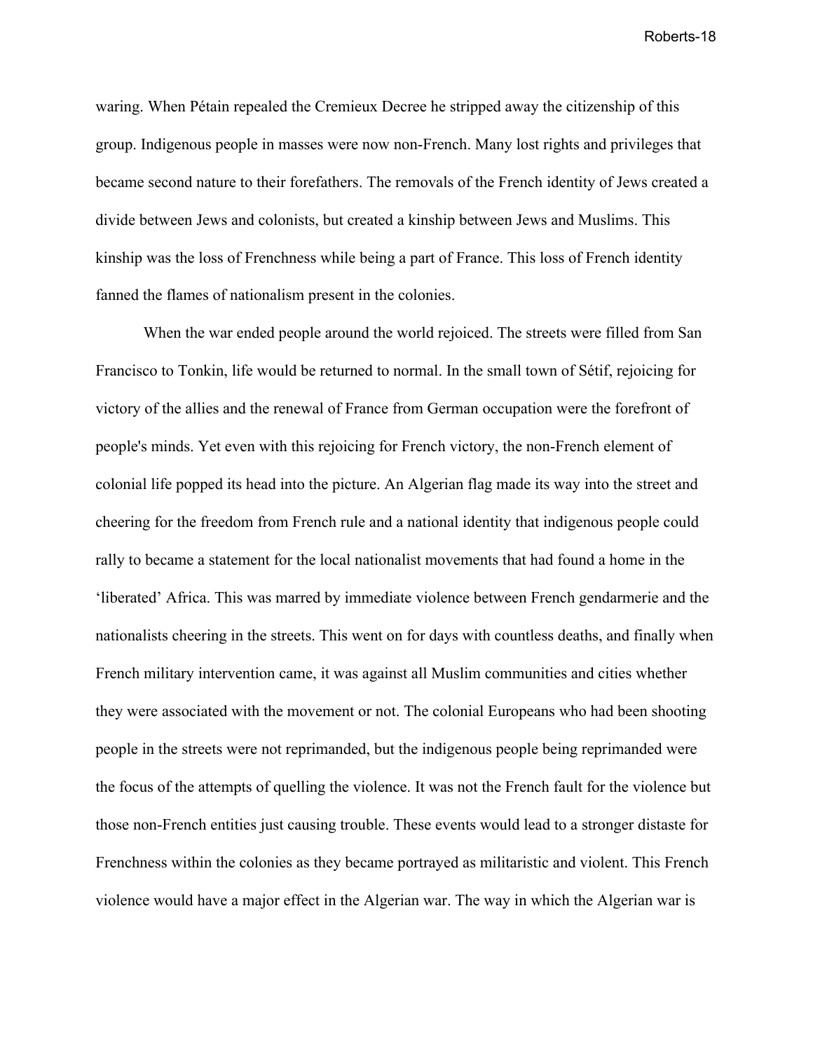waring. When Pétain repealed the Cremieux Decree he stripped away the citizenship of this group. Indigenous people in masses were now non-French. Many lost rights and privileges that became second nature to their forefathers. The removals of the French identity of Jews created a divide between Jews and colonists, but created a kinship between Jews and Muslims. This kinship was the loss of Frenchness while being a part of France. This loss of French identity fanned the flames of nationalism present in the colonies.

When the war ended people around the world rejoiced. The streets were filled from San Francisco to Tonkin, life would be returned to normal. In the small town of Sétif, rejoicing for victory of the allies and the renewal of France from German occupation were the forefront of people's minds. Yet even with this rejoicing for French victory, the non-French element of colonial life popped its head into the picture. An Algerian flag made its way into the street and cheering for the freedom from French rule and a national identity that indigenous people could rally to became a statement for the local nationalist movements that had found a home in the 'liberated' Africa. This was marred by immediate violence between French gendarmerie and the nationalists cheering in the streets. This went on for days with countless deaths, and finally when French military intervention came, it was against all Muslim communities and cities whether they were associated with the movement or not. The colonial Europeans who had been shooting people in the streets were not reprimanded, but the indigenous people being reprimanded were the focus of the attempts of quelling the violence. It was not the French fault for the violence but those non-French entities just causing trouble. These events would lead to a stronger distaste for Frenchness within the colonies as they became portrayed as militaristic and violent. This French violence would have a major effect in the Algerian war. The way in which the Algerian war is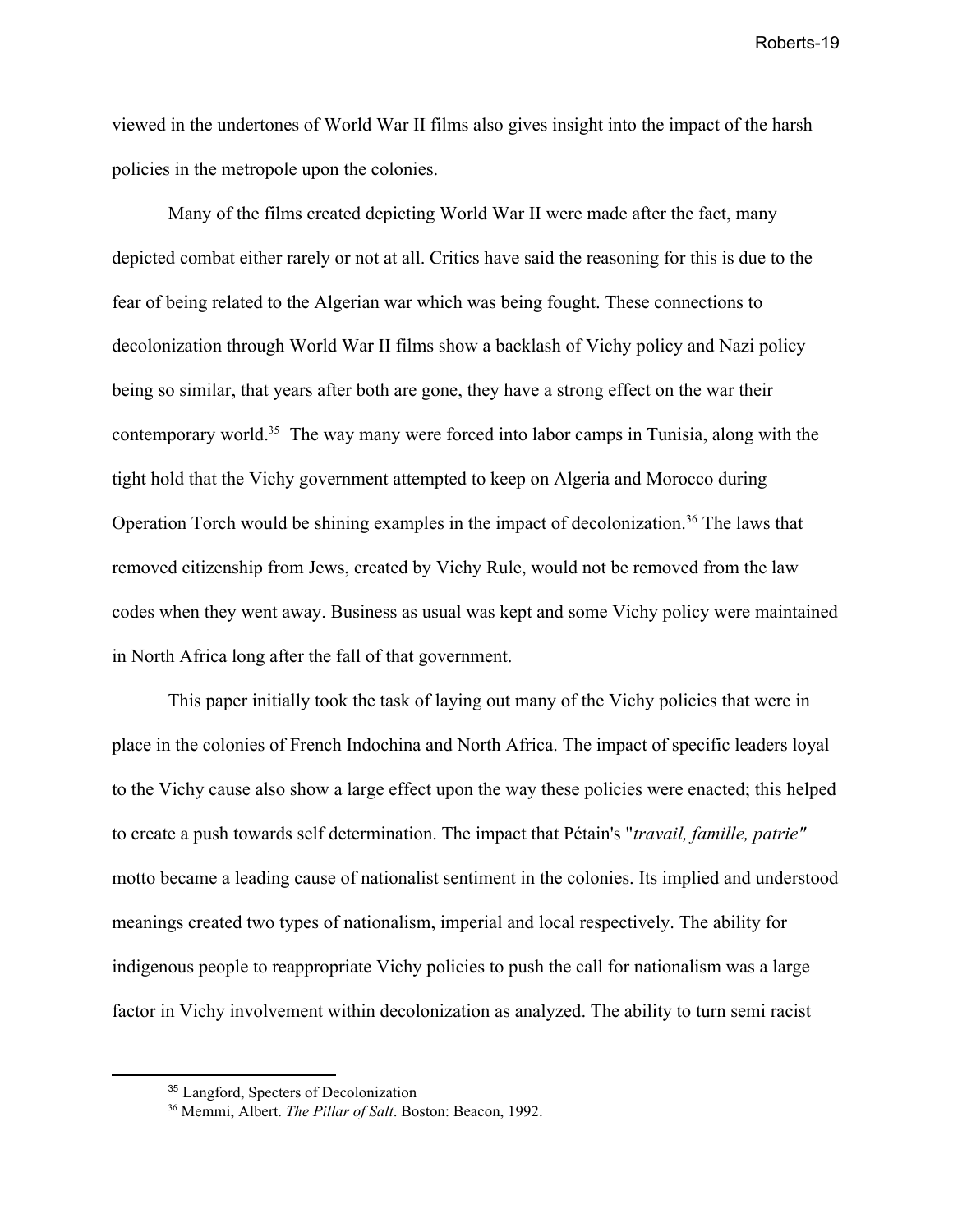viewed in the undertones of World War II films also gives insight into the impact of the harsh policies in the metropole upon the colonies.

Many of the films created depicting World War II were made after the fact, many depicted combat either rarely or not at all. Critics have said the reasoning for this is due to the fear of being related to the Algerian war which was being fought. These connections to decolonization through World War II films show a backlash of Vichy policy and Nazi policy being so similar, that years after both are gone, they have a strong effect on the war their contemporary world.[35] The way many were forced into labor camps in Tunisia, along with the tight hold that the Vichy government attempted to keep on Algeria and Morocco during Operation Torch would be shining examples in the impact of decolonization.[36] The laws that removed citizenship from Jews, created by Vichy Rule, would not be removed from the law codes when they went away. Business as usual was kept and some Vichy policy were maintained in North Africa long after the fall of that government.

This paper initially took the task of laying out many of the Vichy policies that were in place in the colonies of French Indochina and North Africa. The impact of specific leaders loyal to the Vichy cause also show a large effect upon the way these policies were enacted; this helped to create a push towards self determination. The impact that Pétain's "*travail, famille, patrie"* motto became a leading cause of nationalist sentiment in the colonies. Its implied and understood meanings created two types of nationalism, imperial and local respectively. The ability for indigenous people to reappropriate Vichy policies to push the call for nationalism was a large factor in Vichy involvement within decolonization as analyzed. The ability to turn semi racist

[35] Langford, Specters of Decolonization

[36] Memmi, Albert. *The Pillar of Salt*. Boston: Beacon, 1992.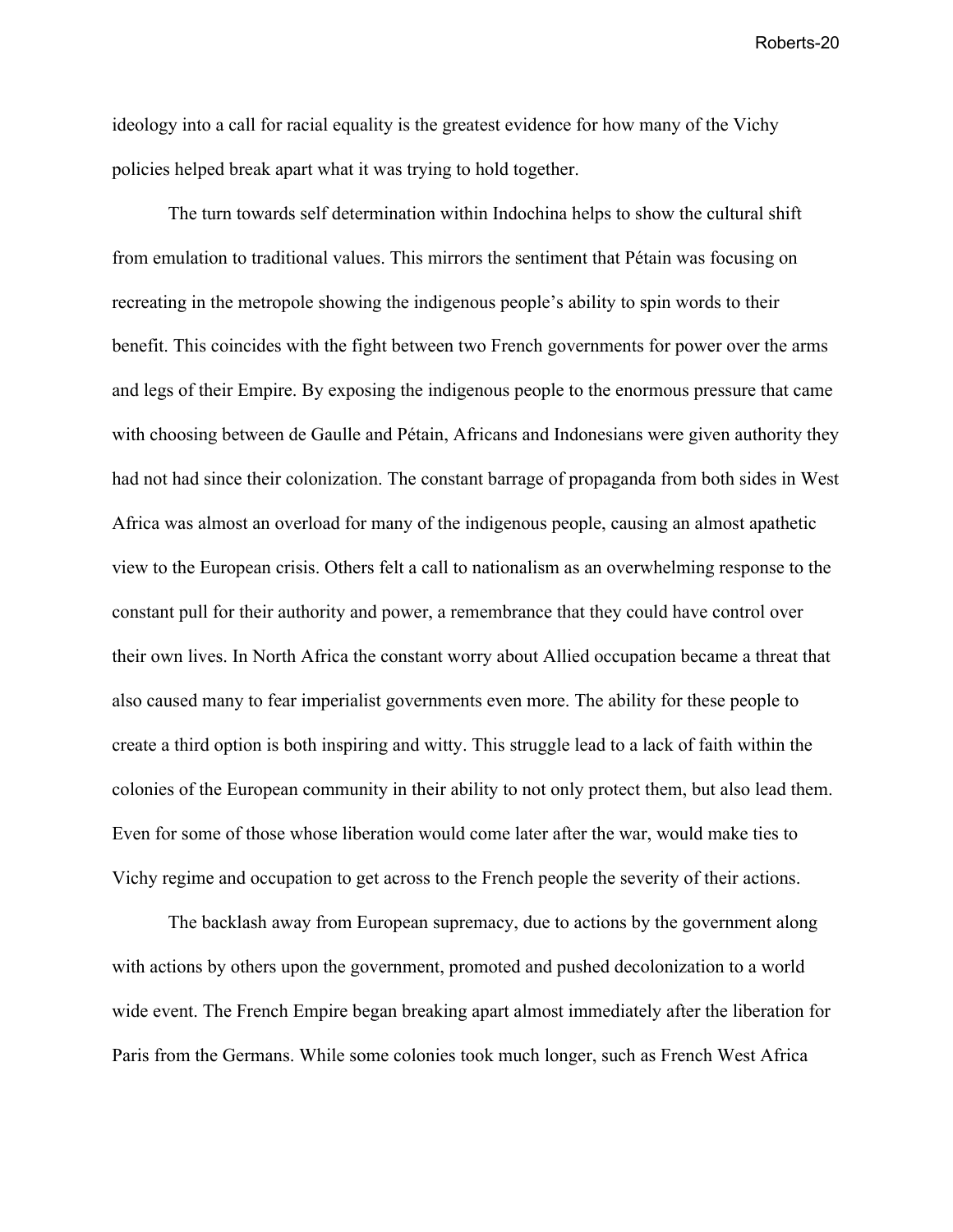ideology into a call for racial equality is the greatest evidence for how many of the Vichy policies helped break apart what it was trying to hold together.

The turn towards self determination within Indochina helps to show the cultural shift from emulation to traditional values. This mirrors the sentiment that Pétain was focusing on recreating in the metropole showing the indigenous people's ability to spin words to their benefit. This coincides with the fight between two French governments for power over the arms and legs of their Empire. By exposing the indigenous people to the enormous pressure that came with choosing between de Gaulle and Pétain, Africans and Indonesians were given authority they had not had since their colonization. The constant barrage of propaganda from both sides in West Africa was almost an overload for many of the indigenous people, causing an almost apathetic view to the European crisis. Others felt a call to nationalism as an overwhelming response to the constant pull for their authority and power, a remembrance that they could have control over their own lives. In North Africa the constant worry about Allied occupation became a threat that also caused many to fear imperialist governments even more. The ability for these people to create a third option is both inspiring and witty. This struggle lead to a lack of faith within the colonies of the European community in their ability to not only protect them, but also lead them. Even for some of those whose liberation would come later after the war, would make ties to Vichy regime and occupation to get across to the French people the severity of their actions.

The backlash away from European supremacy, due to actions by the government along with actions by others upon the government, promoted and pushed decolonization to a world wide event. The French Empire began breaking apart almost immediately after the liberation for Paris from the Germans. While some colonies took much longer, such as French West Africa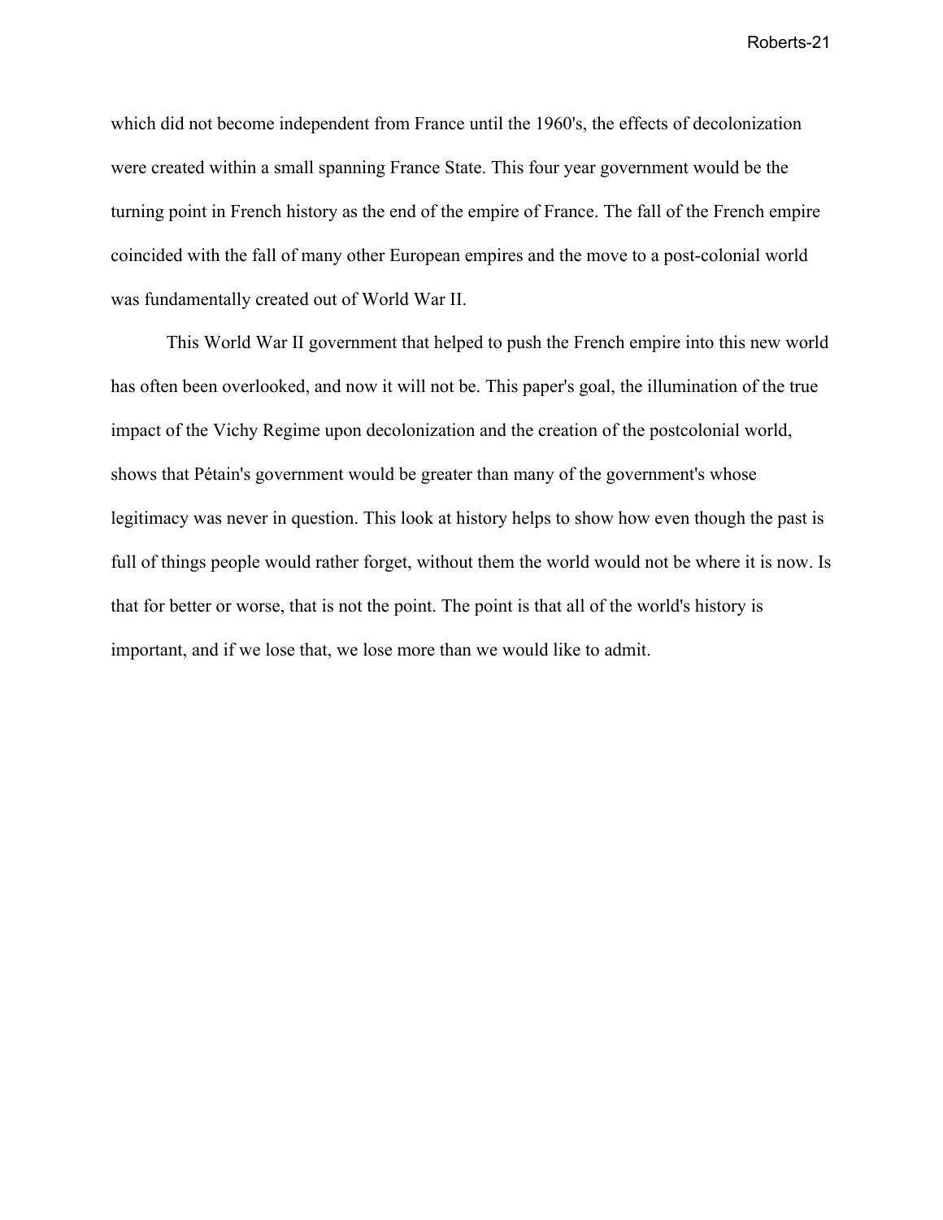which did not become independent from France until the 1960's, the effects of decolonization were created within a small spanning France State. This four year government would be the turning point in French history as the end of the empire of France. The fall of the French empire coincided with the fall of many other European empires and the move to a post-colonial world was fundamentally created out of World War II.

This World War II government that helped to push the French empire into this new world has often been overlooked, and now it will not be. This paper's goal, the illumination of the true impact of the Vichy Regime upon decolonization and the creation of the postcolonial world, shows that Pétain's government would be greater than many of the government's whose legitimacy was never in question. This look at history helps to show how even though the past is full of things people would rather forget, without them the world would not be where it is now. Is that for better or worse, that is not the point. The point is that all of the world's history is important, and if we lose that, we lose more than we would like to admit.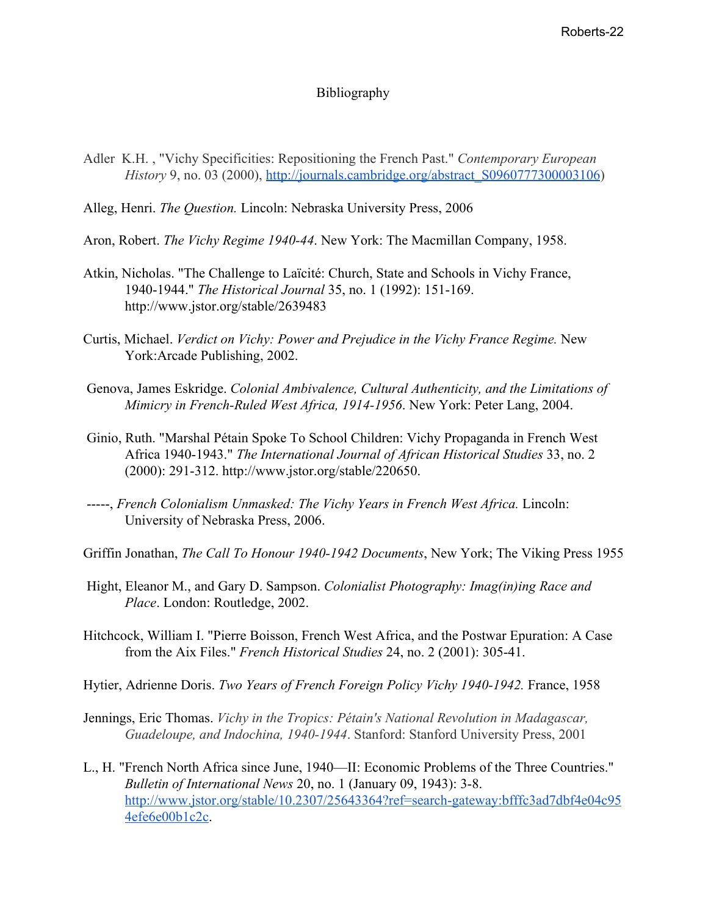# Bibliography

Adler K.H. , "Vichy Specificities: Repositioning the French Past." *Contemporary European History* 9, no. 03 (2000), http://journals.cambridge.org/abstract_S0960777300003106)

Alleg, Henri. *The Question.* Lincoln: Nebraska University Press, 2006

Aron, Robert. *The Vichy Regime 1940-44*. New York: The Macmillan Company, 1958.

Atkin, Nicholas. "The Challenge to Laïcité: Church, State and Schools in Vichy France, 1940-1944." *The Historical Journal* 35, no. 1 (1992): 151-169. http://www.jstor.org/stable/2639483

Curtis, Michael. *Verdict on Vichy: Power and Prejudice in the Vichy France Regime.* New York:Arcade Publishing, 2002.

Genova, James Eskridge. *Colonial Ambivalence, Cultural Authenticity, and the Limitations of Mimicry in French-Ruled West Africa, 1914-1956*. New York: Peter Lang, 2004.

Ginio, Ruth. "Marshal Pétain Spoke To School Children: Vichy Propaganda in French West Africa 1940-1943." *The International Journal of African Historical Studies* 33, no. 2 (2000): 291-312. http://www.jstor.org/stable/220650.

-----, *French Colonialism Unmasked: The Vichy Years in French West Africa.* Lincoln: University of Nebraska Press, 2006.

Griffin Jonathan, *The Call To Honour 1940-1942 Documents*, New York; The Viking Press 1955

Hight, Eleanor M., and Gary D. Sampson. *Colonialist Photography: Imag(in)ing Race and Place*. London: Routledge, 2002.

Hitchcock, William I. "Pierre Boisson, French West Africa, and the Postwar Epuration: A Case from the Aix Files." *French Historical Studies* 24, no. 2 (2001): 305-41.

Hytier, Adrienne Doris. *Two Years of French Foreign Policy Vichy 1940-1942.* France, 1958

Jennings, Eric Thomas. *Vichy in the Tropics: Pétain's National Revolution in Madagascar, Guadeloupe, and Indochina, 1940-1944*. Stanford: Stanford University Press, 2001

L., H. "French North Africa since June, 1940—II: Economic Problems of the Three Countries." *Bulletin of International News* 20, no. 1 (January 09, 1943): 3-8. http://www.jstor.org/stable/10.2307/25643364?ref=search-gateway:bfffc3ad7dbf4e04c954efe6e00b1c2c.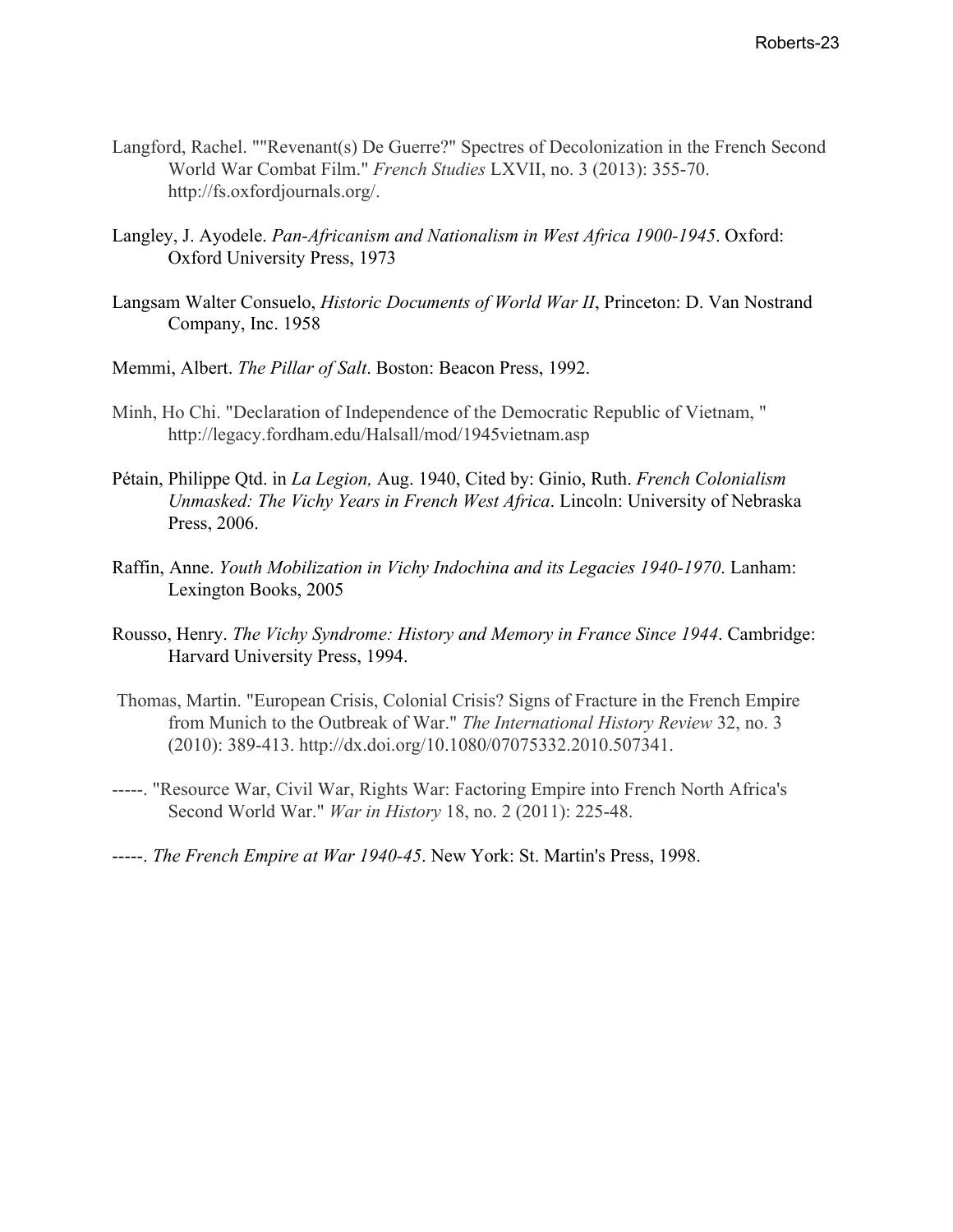Langford, Rachel. ""Revenant(s) De Guerre?" Spectres of Decolonization in the French Second World War Combat Film." *French Studies* LXVII, no. 3 (2013): 355-70. http://fs.oxfordjournals.org/.

Langley, J. Ayodele. *Pan-Africanism and Nationalism in West Africa 1900-1945*. Oxford: Oxford University Press, 1973

Langsam Walter Consuelo, *Historic Documents of World War II*, Princeton: D. Van Nostrand Company, Inc. 1958

Memmi, Albert. *The Pillar of Salt*. Boston: Beacon Press, 1992.

Minh, Ho Chi. "Declaration of Independence of the Democratic Republic of Vietnam, " http://legacy.fordham.edu/Halsall/mod/1945vietnam.asp

Pétain, Philippe Qtd. in *La Legion,* Aug. 1940, Cited by: Ginio, Ruth. *French Colonialism Unmasked: The Vichy Years in French West Africa*. Lincoln: University of Nebraska Press, 2006.

Raffin, Anne. *Youth Mobilization in Vichy Indochina and its Legacies 1940-1970*. Lanham: Lexington Books, 2005

Rousso, Henry. *The Vichy Syndrome: History and Memory in France Since 1944*. Cambridge: Harvard University Press, 1994.

Thomas, Martin. "European Crisis, Colonial Crisis? Signs of Fracture in the French Empire from Munich to the Outbreak of War." *The International History Review* 32, no. 3 (2010): 389-413. http://dx.doi.org/10.1080/07075332.2010.507341.

-----. "Resource War, Civil War, Rights War: Factoring Empire into French North Africa's Second World War." *War in History* 18, no. 2 (2011): 225-48.

-----. *The French Empire at War 1940-45*. New York: St. Martin's Press, 1998.